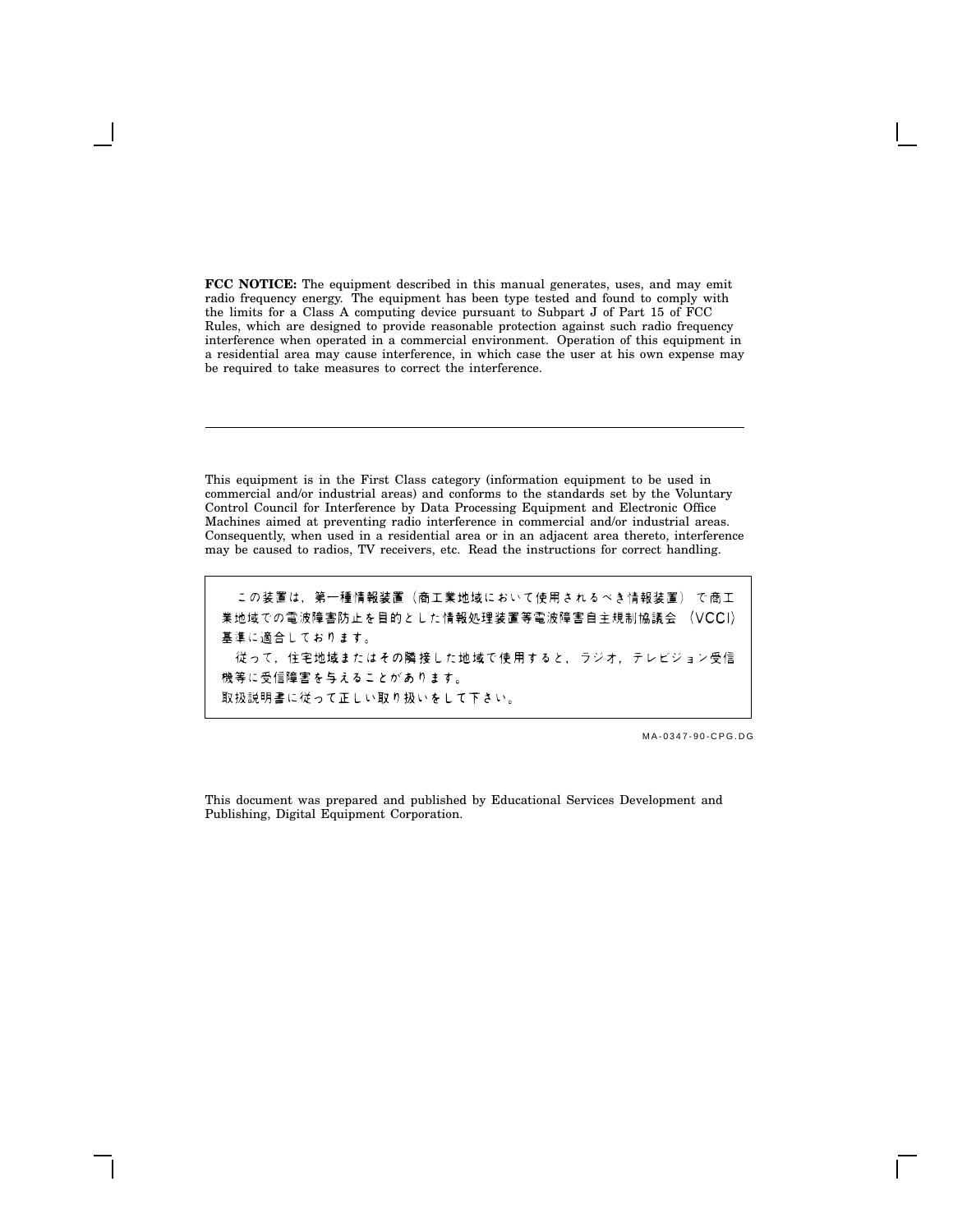**FCC NOTICE:** The equipment described in this manual generates, uses, and may emit radio frequency energy. The equipment has been type tested and found to comply with the limits for a Class A computing device pursuant to Subpart J of Part 15 of FCC Rules, which are designed to provide reasonable protection against such radio frequency interference when operated in a commercial environment. Operation of this equipment in a residential area may cause interference, in which case the user at his own expense may be required to take measures to correct the interference.

---

This equipment is in the First Class category (information equipment to be used in commercial and/or industrial areas) and conforms to the standards set by the Voluntary Control Council for Interference by Data Processing Equipment and Electronic Office Machines aimed at preventing radio interference in commercial and/or industrial areas. Consequently, when used in a residential area or in an adjacent area thereto, interference may be caused to radios, TV receivers, etc. Read the instructions for correct handling.

　この装置は，第一種情報装置（商工業地域において使用されるべき情報装置）で商工業地域での電波障害防止を目的とした情報処理装置等電波障害自主規制協議会（VCCI）基準に適合しております。
　従って，住宅地域またはその隣接した地域で使用すると，ラジオ，テレビジョン受信機等に受信障害を与えることがあります。
取扱説明書に従って正しい取り扱いをして下さい。

MA-0347-90-CPG.DG

This document was prepared and published by Educational Services Development and Publishing, Digital Equipment Corporation.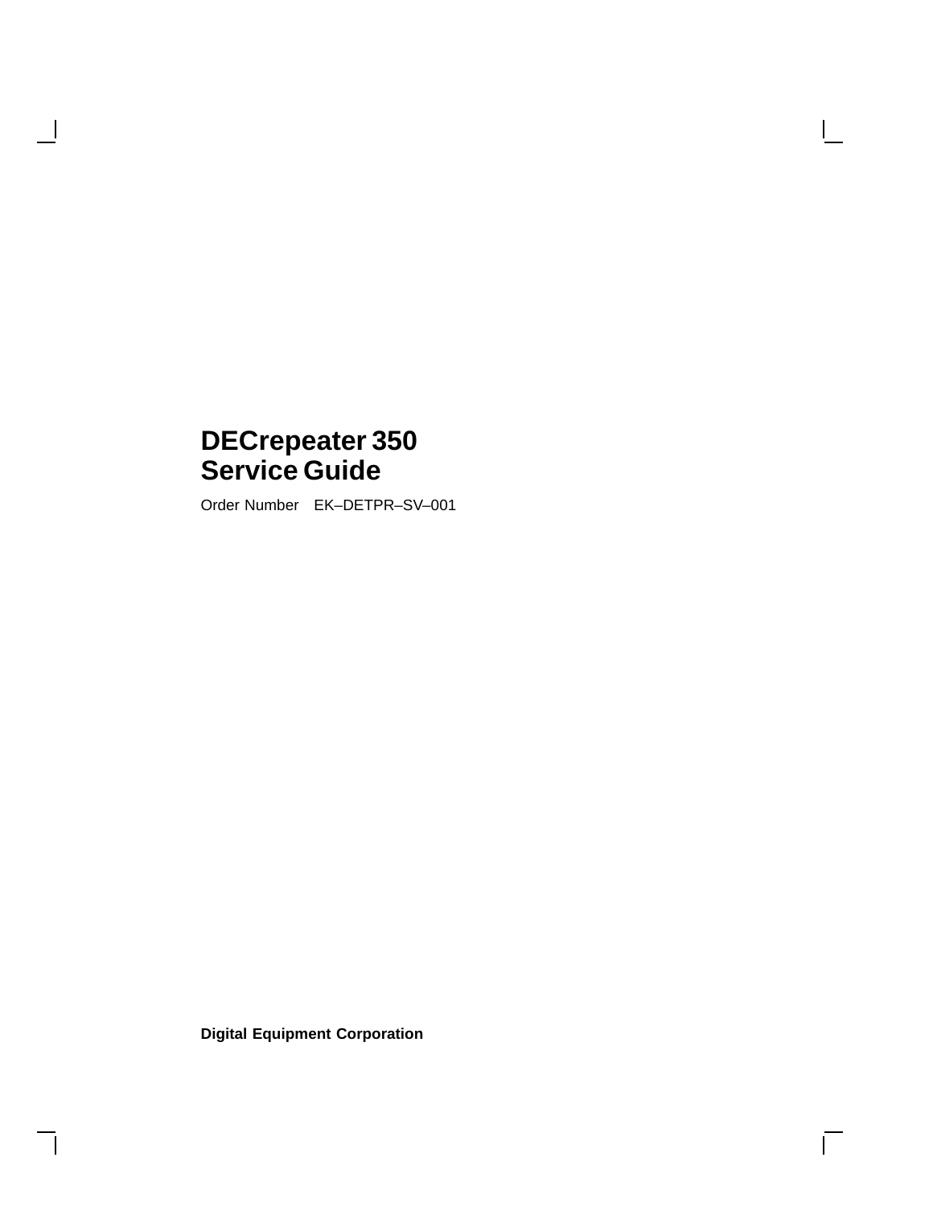# DECrepeater 350 Service Guide

Order Number EK–DETPR–SV–001

**Digital Equipment Corporation**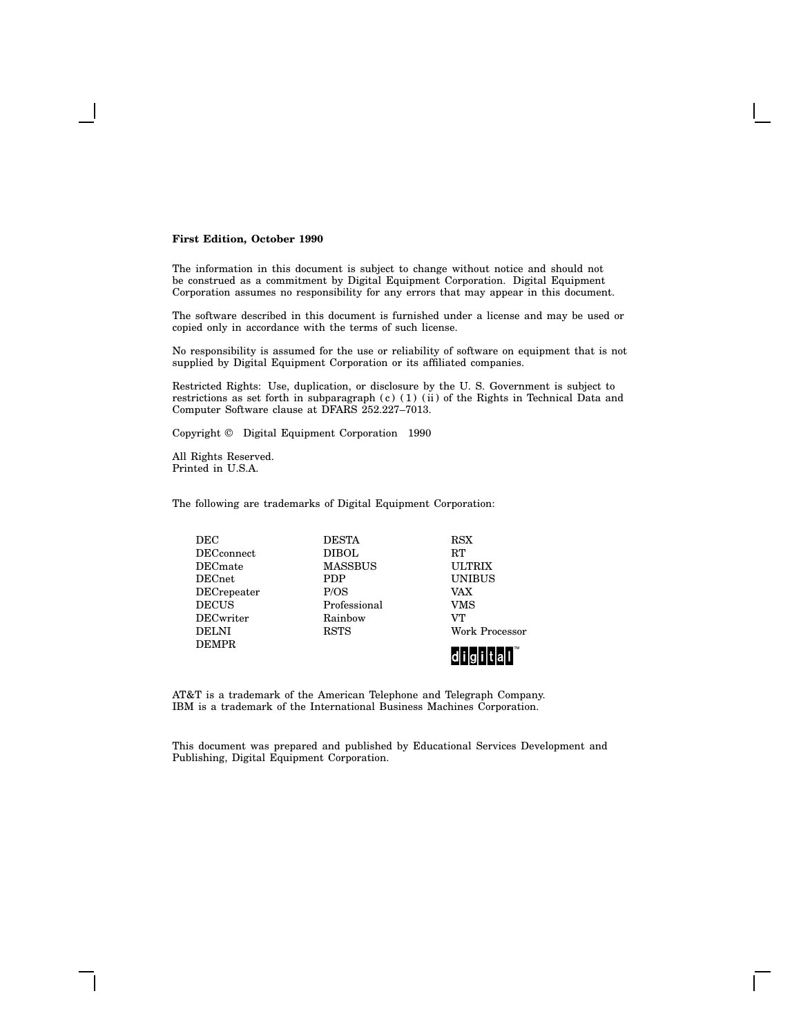**First Edition, October 1990**

The information in this document is subject to change without notice and should not be construed as a commitment by Digital Equipment Corporation. Digital Equipment Corporation assumes no responsibility for any errors that may appear in this document.

The software described in this document is furnished under a license and may be used or copied only in accordance with the terms of such license.

No responsibility is assumed for the use or reliability of software on equipment that is not supplied by Digital Equipment Corporation or its affiliated companies.

Restricted Rights: Use, duplication, or disclosure by the U. S. Government is subject to restrictions as set forth in subparagraph (c) (1) (ii) of the Rights in Technical Data and Computer Software clause at DFARS 252.227–7013.

Copyright © Digital Equipment Corporation 1990

All Rights Reserved.
Printed in U.S.A.

The following are trademarks of Digital Equipment Corporation:

| | | |
|---|---|---|
| DEC | DESTA | RSX |
| DECconnect | DIBOL | RT |
| DECmate | MASSBUS | ULTRIX |
| DECnet | PDP | UNIBUS |
| DECrepeater | P/OS | VAX |
| DECUS | Professional | VMS |
| DECwriter | Rainbow | VT |
| DELNI | RSTS | Work Processor |
| DEMPR | | digital™ |

AT&T is a trademark of the American Telephone and Telegraph Company.
IBM is a trademark of the International Business Machines Corporation.

This document was prepared and published by Educational Services Development and Publishing, Digital Equipment Corporation.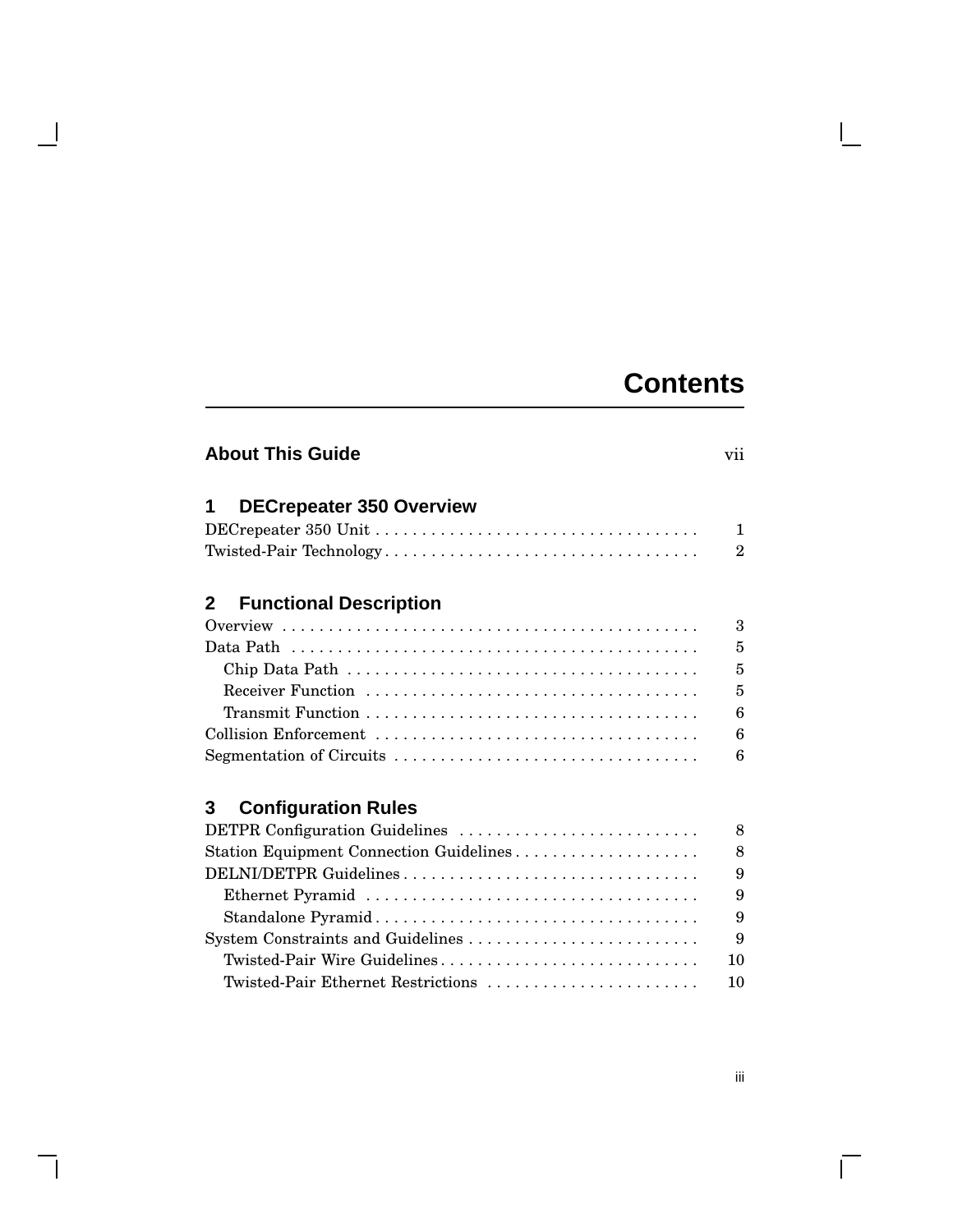# Contents

## About This Guide — vii

## 1 DECrepeater 350 Overview

- DECrepeater 350 Unit . . . . . . . . . . 1
- Twisted-Pair Technology . . . . . . . . . . 2

## 2 Functional Description

- Overview . . . . . . . . . . 3
- Data Path . . . . . . . . . . 5
  - Chip Data Path . . . . . . . . . . 5
  - Receiver Function . . . . . . . . . . 5
  - Transmit Function . . . . . . . . . . 6
- Collision Enforcement . . . . . . . . . . 6
- Segmentation of Circuits . . . . . . . . . . 6

## 3 Configuration Rules

- DETPR Configuration Guidelines . . . . . . . . . . 8
- Station Equipment Connection Guidelines . . . . . . . . . . 8
- DELNI/DETPR Guidelines . . . . . . . . . . 9
  - Ethernet Pyramid . . . . . . . . . . 9
  - Standalone Pyramid . . . . . . . . . . 9
- System Constraints and Guidelines . . . . . . . . . . 9
  - Twisted-Pair Wire Guidelines . . . . . . . . . . 10
  - Twisted-Pair Ethernet Restrictions . . . . . . . . . . 10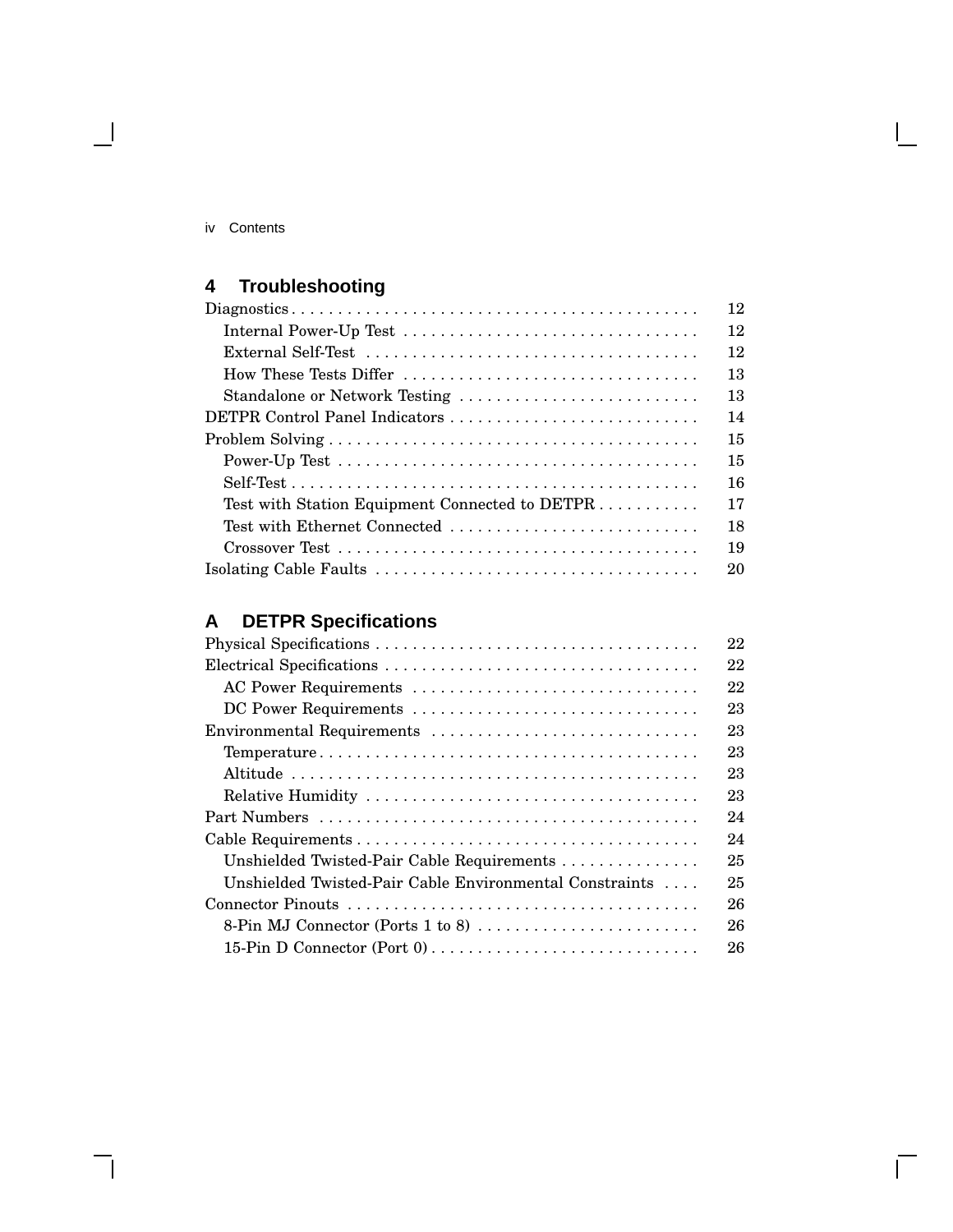## 4 Troubleshooting

| | |
|---|---|
| Diagnostics | 12 |
| Internal Power-Up Test | 12 |
| External Self-Test | 12 |
| How These Tests Differ | 13 |
| Standalone or Network Testing | 13 |
| DETPR Control Panel Indicators | 14 |
| Problem Solving | 15 |
| Power-Up Test | 15 |
| Self-Test | 16 |
| Test with Station Equipment Connected to DETPR | 17 |
| Test with Ethernet Connected | 18 |
| Crossover Test | 19 |
| Isolating Cable Faults | 20 |

## A DETPR Specifications

| | |
|---|---|
| Physical Specifications | 22 |
| Electrical Specifications | 22 |
| AC Power Requirements | 22 |
| DC Power Requirements | 23 |
| Environmental Requirements | 23 |
| Temperature | 23 |
| Altitude | 23 |
| Relative Humidity | 23 |
| Part Numbers | 24 |
| Cable Requirements | 24 |
| Unshielded Twisted-Pair Cable Requirements | 25 |
| Unshielded Twisted-Pair Cable Environmental Constraints | 25 |
| Connector Pinouts | 26 |
| 8-Pin MJ Connector (Ports 1 to 8) | 26 |
| 15-Pin D Connector (Port 0) | 26 |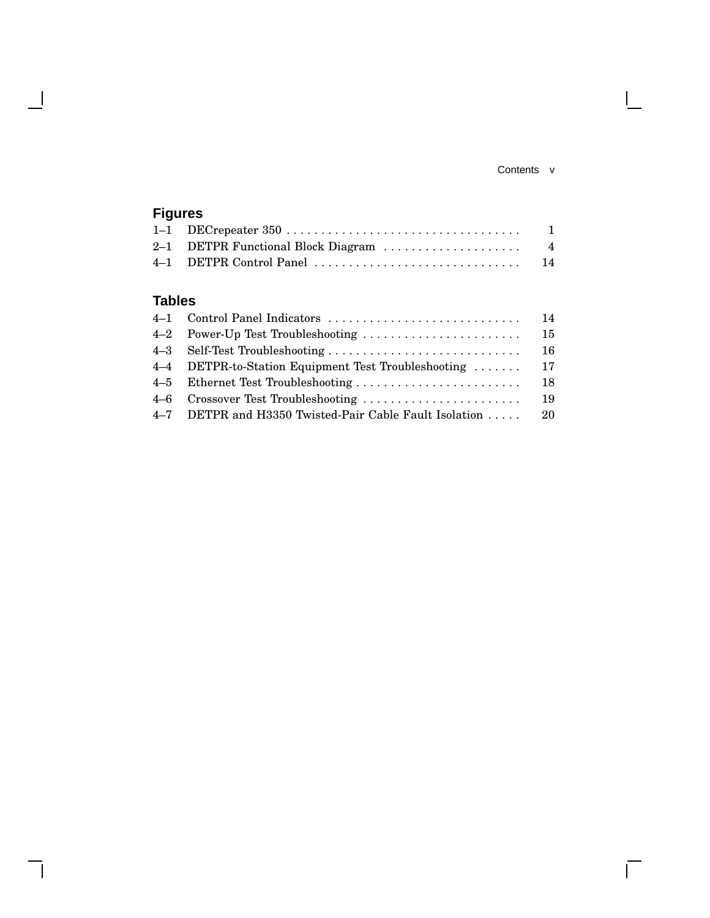## Figures

| | | |
|---|---|---|
| 1–1 | DECrepeater 350 | 1 |
| 2–1 | DETPR Functional Block Diagram | 4 |
| 4–1 | DETPR Control Panel | 14 |

## Tables

| | | |
|---|---|---|
| 4–1 | Control Panel Indicators | 14 |
| 4–2 | Power-Up Test Troubleshooting | 15 |
| 4–3 | Self-Test Troubleshooting | 16 |
| 4–4 | DETPR-to-Station Equipment Test Troubleshooting | 17 |
| 4–5 | Ethernet Test Troubleshooting | 18 |
| 4–6 | Crossover Test Troubleshooting | 19 |
| 4–7 | DETPR and H3350 Twisted-Pair Cable Fault Isolation | 20 |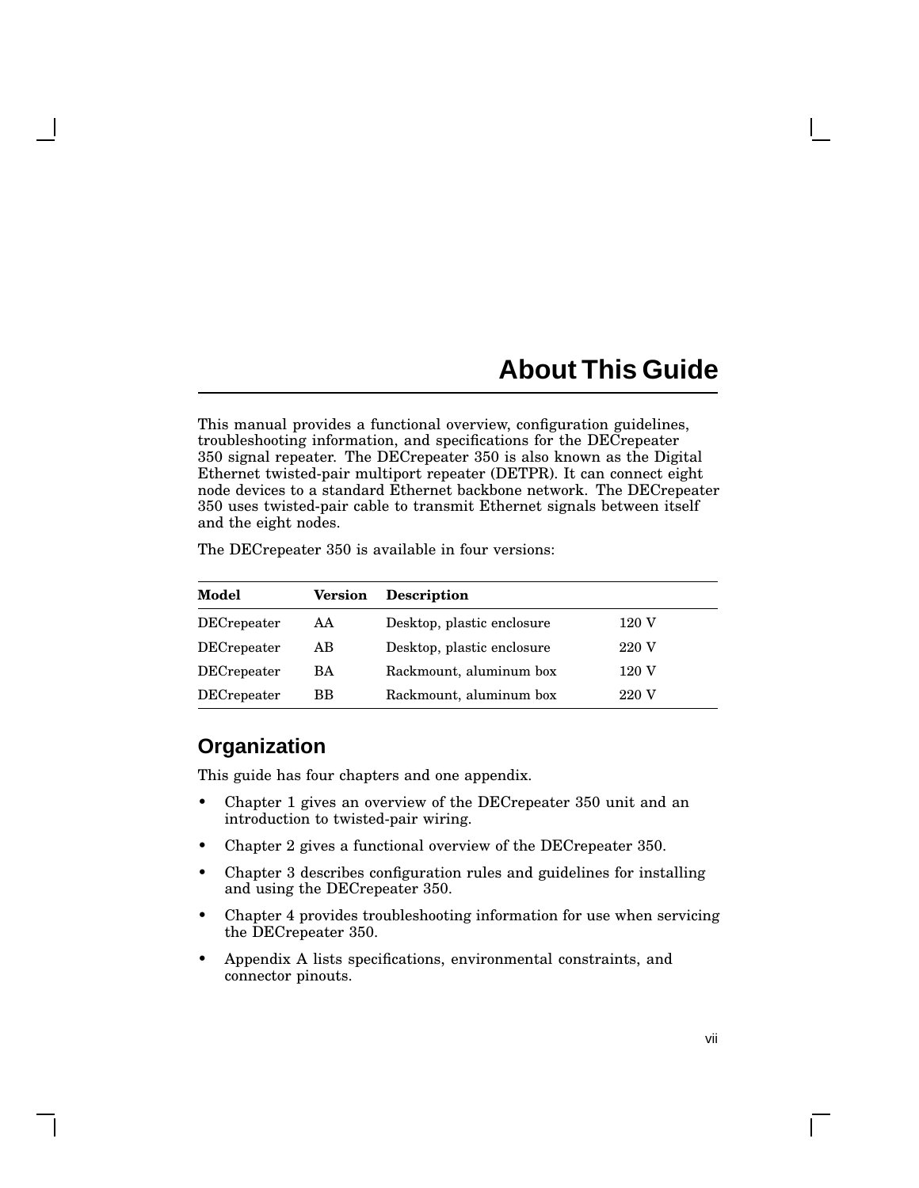# About This Guide

This manual provides a functional overview, configuration guidelines, troubleshooting information, and specifications for the DECrepeater 350 signal repeater. The DECrepeater 350 is also known as the Digital Ethernet twisted-pair multiport repeater (DETPR). It can connect eight node devices to a standard Ethernet backbone network. The DECrepeater 350 uses twisted-pair cable to transmit Ethernet signals between itself and the eight nodes.

The DECrepeater 350 is available in four versions:

| Model | Version | Description | |
|---|---|---|---|
| DECrepeater | AA | Desktop, plastic enclosure | 120 V |
| DECrepeater | AB | Desktop, plastic enclosure | 220 V |
| DECrepeater | BA | Rackmount, aluminum box | 120 V |
| DECrepeater | BB | Rackmount, aluminum box | 220 V |

## Organization

This guide has four chapters and one appendix.

- Chapter 1 gives an overview of the DECrepeater 350 unit and an introduction to twisted-pair wiring.
- Chapter 2 gives a functional overview of the DECrepeater 350.
- Chapter 3 describes configuration rules and guidelines for installing and using the DECrepeater 350.
- Chapter 4 provides troubleshooting information for use when servicing the DECrepeater 350.
- Appendix A lists specifications, environmental constraints, and connector pinouts.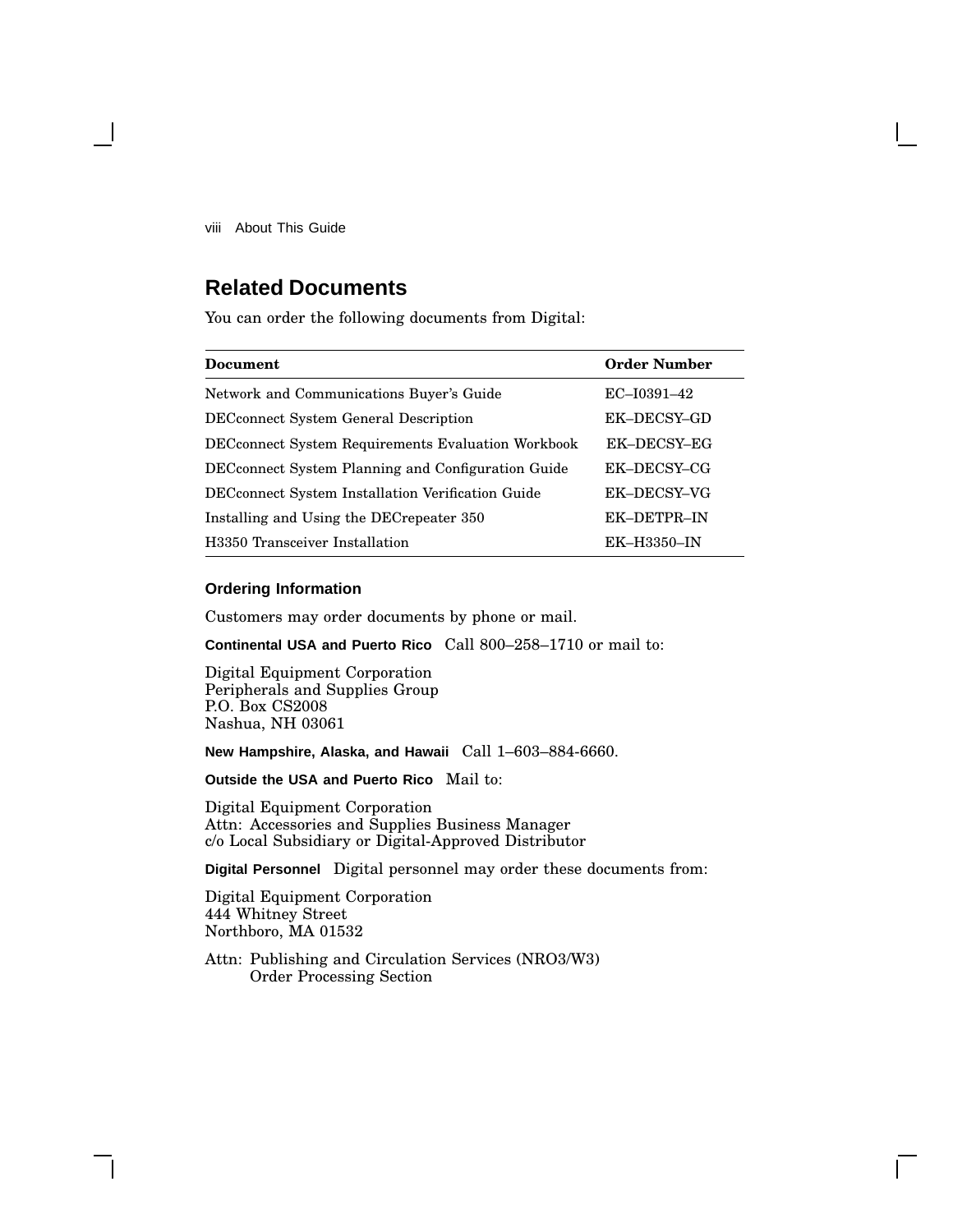## Related Documents

You can order the following documents from Digital:

| Document | Order Number |
|---|---|
| Network and Communications Buyer's Guide | EC–I0391–42 |
| DECconnect System General Description | EK–DECSY–GD |
| DECconnect System Requirements Evaluation Workbook | EK–DECSY–EG |
| DECconnect System Planning and Configuration Guide | EK–DECSY–CG |
| DECconnect System Installation Verification Guide | EK–DECSY–VG |
| Installing and Using the DECrepeater 350 | EK–DETPR–IN |
| H3350 Transceiver Installation | EK–H3350–IN |

### Ordering Information

Customers may order documents by phone or mail.

**Continental USA and Puerto Rico** Call 800–258–1710 or mail to:

Digital Equipment Corporation
Peripherals and Supplies Group
P.O. Box CS2008
Nashua, NH 03061

**New Hampshire, Alaska, and Hawaii** Call 1–603–884-6660.

**Outside the USA and Puerto Rico** Mail to:

Digital Equipment Corporation
Attn: Accessories and Supplies Business Manager
c/o Local Subsidiary or Digital-Approved Distributor

**Digital Personnel** Digital personnel may order these documents from:

Digital Equipment Corporation
444 Whitney Street
Northboro, MA 01532

Attn: Publishing and Circulation Services (NRO3/W3)
Order Processing Section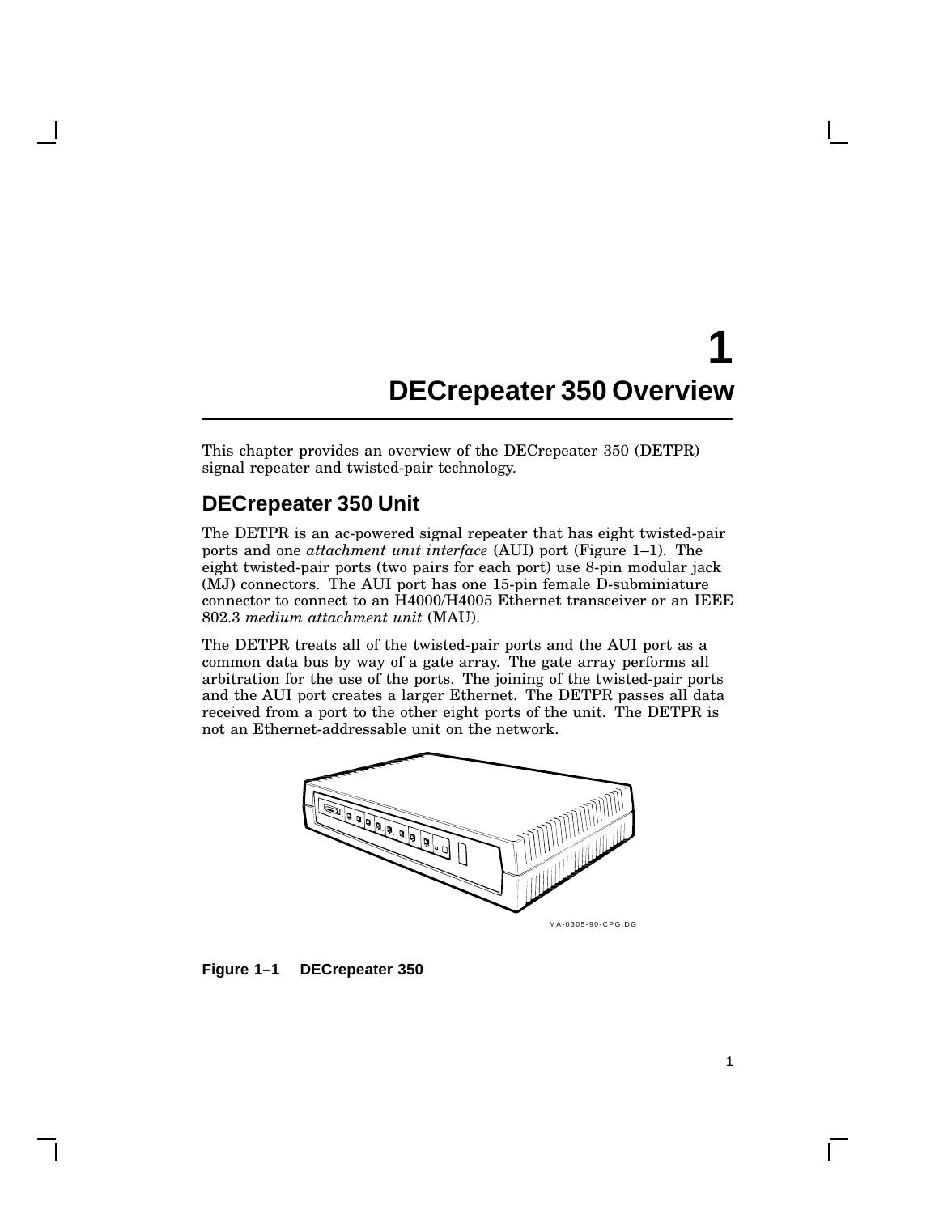# 1 DECrepeater 350 Overview

This chapter provides an overview of the DECrepeater 350 (DETPR) signal repeater and twisted-pair technology.

## DECrepeater 350 Unit

The DETPR is an ac-powered signal repeater that has eight twisted-pair ports and one *attachment unit interface* (AUI) port (Figure 1–1). The eight twisted-pair ports (two pairs for each port) use 8-pin modular jack (MJ) connectors. The AUI port has one 15-pin female D-subminiature connector to connect to an H4000/H4005 Ethernet transceiver or an IEEE 802.3 *medium attachment unit* (MAU).

The DETPR treats all of the twisted-pair ports and the AUI port as a common data bus by way of a gate array. The gate array performs all arbitration for the use of the ports. The joining of the twisted-pair ports and the AUI port creates a larger Ethernet. The DETPR passes all data received from a port to the other eight ports of the unit. The DETPR is not an Ethernet-addressable unit on the network.

MA-0305-90-CPG.DG

**Figure 1–1 DECrepeater 350**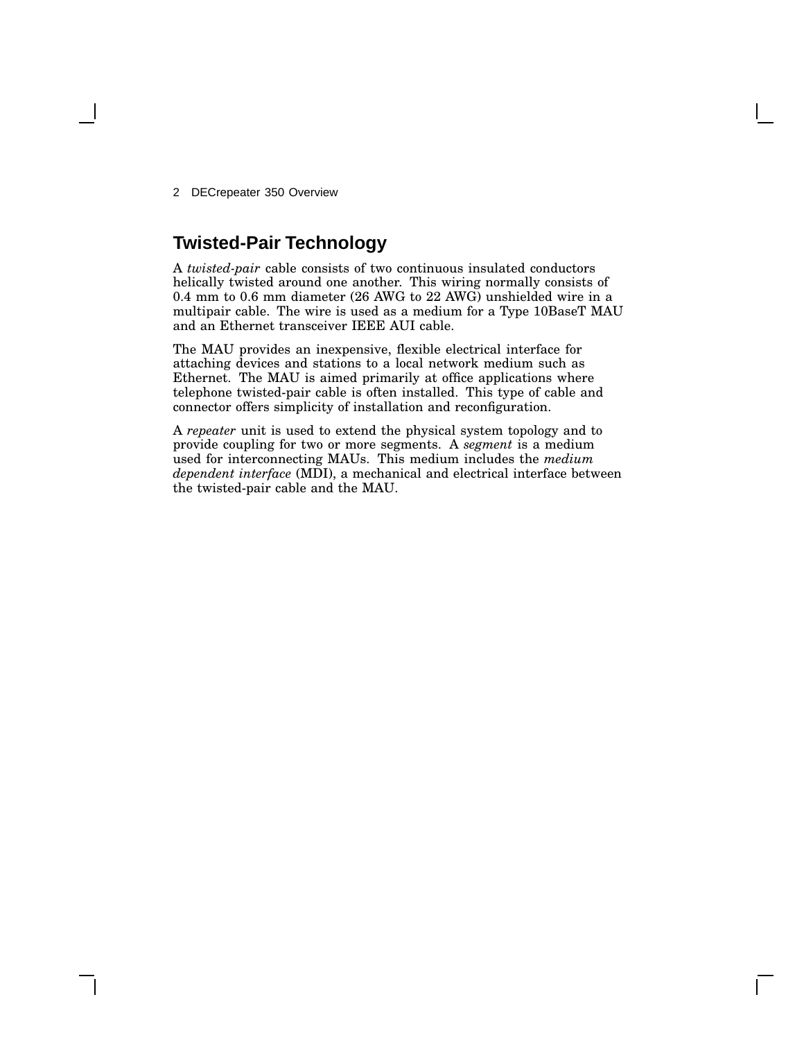## Twisted-Pair Technology

A *twisted-pair* cable consists of two continuous insulated conductors helically twisted around one another. This wiring normally consists of 0.4 mm to 0.6 mm diameter (26 AWG to 22 AWG) unshielded wire in a multipair cable. The wire is used as a medium for a Type 10BaseT MAU and an Ethernet transceiver IEEE AUI cable.

The MAU provides an inexpensive, flexible electrical interface for attaching devices and stations to a local network medium such as Ethernet. The MAU is aimed primarily at office applications where telephone twisted-pair cable is often installed. This type of cable and connector offers simplicity of installation and reconfiguration.

A *repeater* unit is used to extend the physical system topology and to provide coupling for two or more segments. A *segment* is a medium used for interconnecting MAUs. This medium includes the *medium dependent interface* (MDI), a mechanical and electrical interface between the twisted-pair cable and the MAU.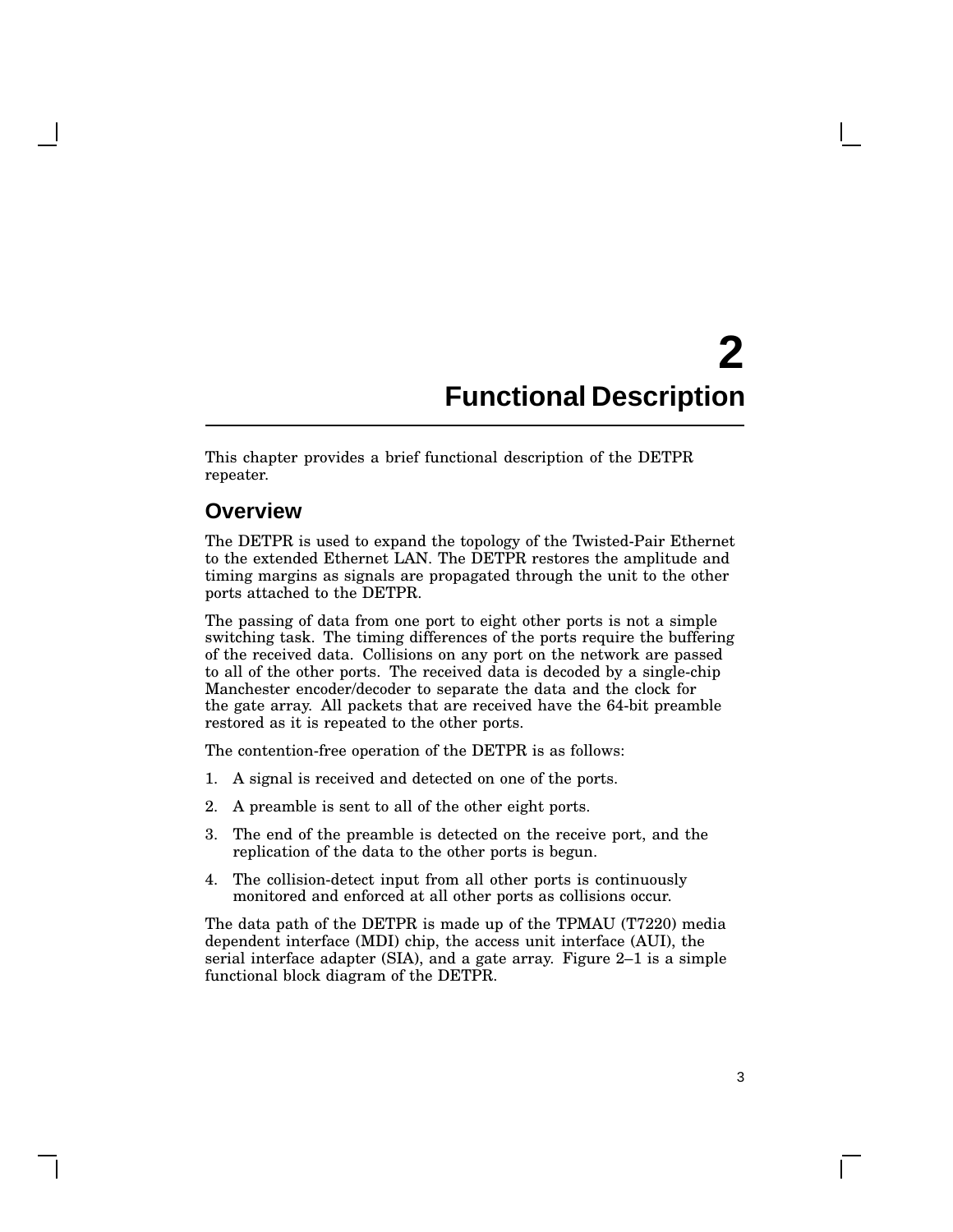# 2 Functional Description

This chapter provides a brief functional description of the DETPR repeater.

## Overview

The DETPR is used to expand the topology of the Twisted-Pair Ethernet to the extended Ethernet LAN. The DETPR restores the amplitude and timing margins as signals are propagated through the unit to the other ports attached to the DETPR.

The passing of data from one port to eight other ports is not a simple switching task. The timing differences of the ports require the buffering of the received data. Collisions on any port on the network are passed to all of the other ports. The received data is decoded by a single-chip Manchester encoder/decoder to separate the data and the clock for the gate array. All packets that are received have the 64-bit preamble restored as it is repeated to the other ports.

The contention-free operation of the DETPR is as follows:

1. A signal is received and detected on one of the ports.
2. A preamble is sent to all of the other eight ports.
3. The end of the preamble is detected on the receive port, and the replication of the data to the other ports is begun.
4. The collision-detect input from all other ports is continuously monitored and enforced at all other ports as collisions occur.

The data path of the DETPR is made up of the TPMAU (T7220) media dependent interface (MDI) chip, the access unit interface (AUI), the serial interface adapter (SIA), and a gate array. Figure 2–1 is a simple functional block diagram of the DETPR.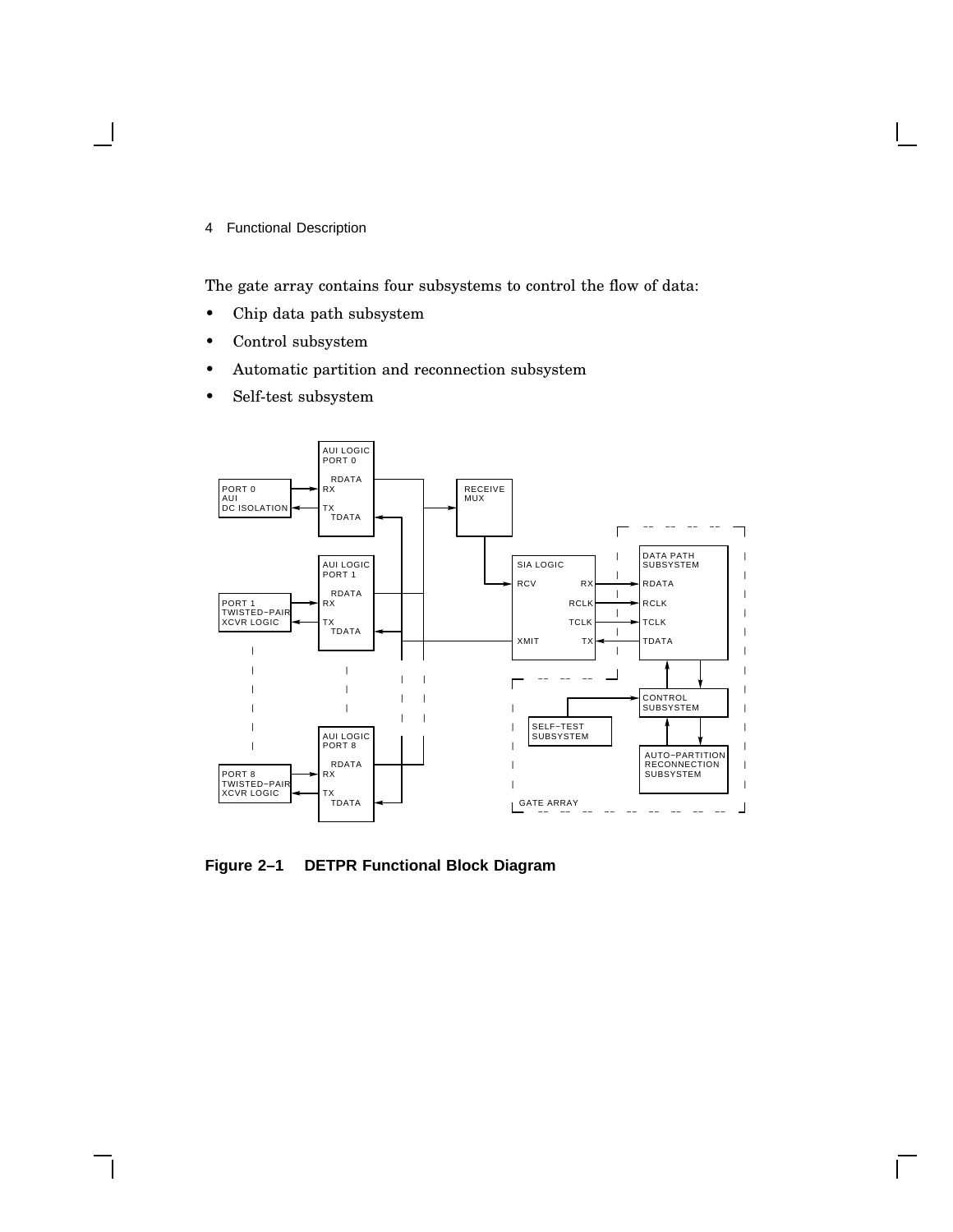The gate array contains four subsystems to control the flow of data:

- Chip data path subsystem
- Control subsystem
- Automatic partition and reconnection subsystem
- Self-test subsystem

**Figure 2–1 DETPR Functional Block Diagram**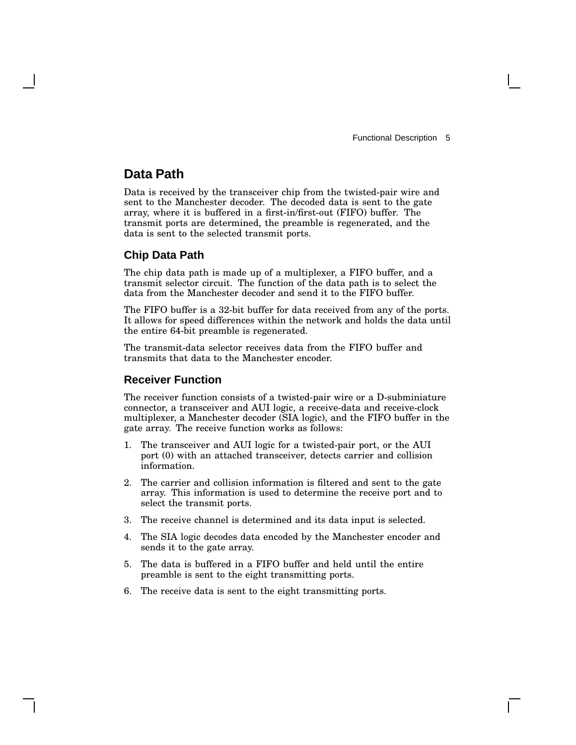## Data Path

Data is received by the transceiver chip from the twisted-pair wire and sent to the Manchester decoder. The decoded data is sent to the gate array, where it is buffered in a first-in/first-out (FIFO) buffer. The transmit ports are determined, the preamble is regenerated, and the data is sent to the selected transmit ports.

### Chip Data Path

The chip data path is made up of a multiplexer, a FIFO buffer, and a transmit selector circuit. The function of the data path is to select the data from the Manchester decoder and send it to the FIFO buffer.

The FIFO buffer is a 32-bit buffer for data received from any of the ports. It allows for speed differences within the network and holds the data until the entire 64-bit preamble is regenerated.

The transmit-data selector receives data from the FIFO buffer and transmits that data to the Manchester encoder.

### Receiver Function

The receiver function consists of a twisted-pair wire or a D-subminiature connector, a transceiver and AUI logic, a receive-data and receive-clock multiplexer, a Manchester decoder (SIA logic), and the FIFO buffer in the gate array. The receive function works as follows:

1. The transceiver and AUI logic for a twisted-pair port, or the AUI port (0) with an attached transceiver, detects carrier and collision information.
2. The carrier and collision information is filtered and sent to the gate array. This information is used to determine the receive port and to select the transmit ports.
3. The receive channel is determined and its data input is selected.
4. The SIA logic decodes data encoded by the Manchester encoder and sends it to the gate array.
5. The data is buffered in a FIFO buffer and held until the entire preamble is sent to the eight transmitting ports.
6. The receive data is sent to the eight transmitting ports.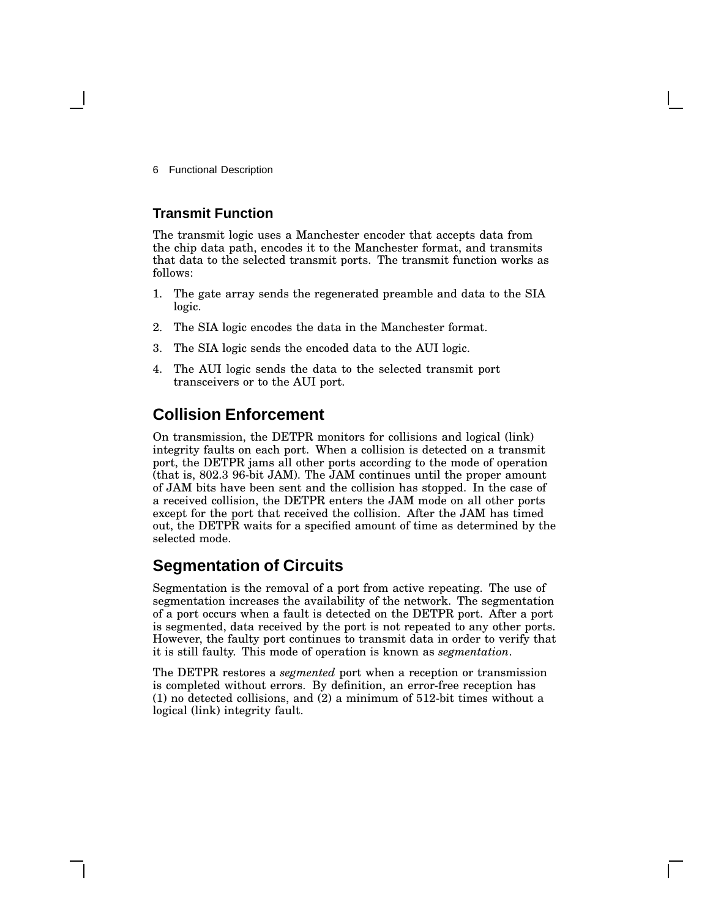### Transmit Function

The transmit logic uses a Manchester encoder that accepts data from the chip data path, encodes it to the Manchester format, and transmits that data to the selected transmit ports. The transmit function works as follows:

1. The gate array sends the regenerated preamble and data to the SIA logic.
2. The SIA logic encodes the data in the Manchester format.
3. The SIA logic sends the encoded data to the AUI logic.
4. The AUI logic sends the data to the selected transmit port transceivers or to the AUI port.

## Collision Enforcement

On transmission, the DETPR monitors for collisions and logical (link) integrity faults on each port. When a collision is detected on a transmit port, the DETPR jams all other ports according to the mode of operation (that is, 802.3 96-bit JAM). The JAM continues until the proper amount of JAM bits have been sent and the collision has stopped. In the case of a received collision, the DETPR enters the JAM mode on all other ports except for the port that received the collision. After the JAM has timed out, the DETPR waits for a specified amount of time as determined by the selected mode.

## Segmentation of Circuits

Segmentation is the removal of a port from active repeating. The use of segmentation increases the availability of the network. The segmentation of a port occurs when a fault is detected on the DETPR port. After a port is segmented, data received by the port is not repeated to any other ports. However, the faulty port continues to transmit data in order to verify that it is still faulty. This mode of operation is known as *segmentation*.

The DETPR restores a *segmented* port when a reception or transmission is completed without errors. By definition, an error-free reception has (1) no detected collisions, and (2) a minimum of 512-bit times without a logical (link) integrity fault.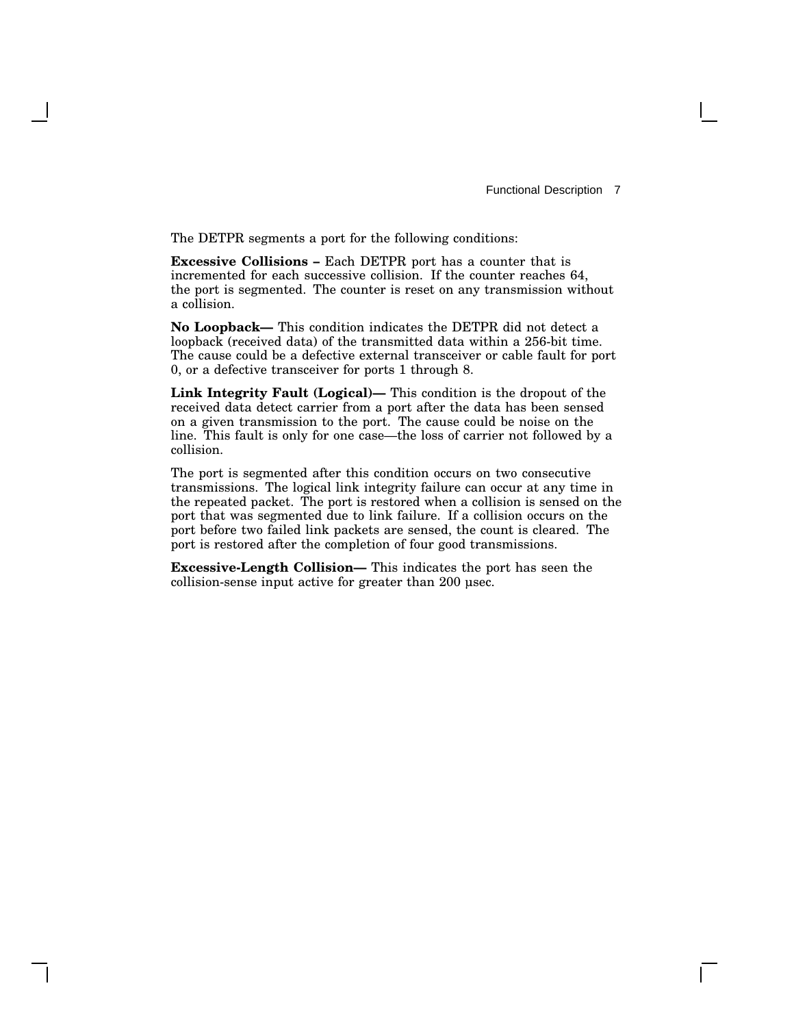The DETPR segments a port for the following conditions:

**Excessive Collisions –** Each DETPR port has a counter that is incremented for each successive collision. If the counter reaches 64, the port is segmented. The counter is reset on any transmission without a collision.

**No Loopback—** This condition indicates the DETPR did not detect a loopback (received data) of the transmitted data within a 256-bit time. The cause could be a defective external transceiver or cable fault for port 0, or a defective transceiver for ports 1 through 8.

**Link Integrity Fault (Logical)—** This condition is the dropout of the received data detect carrier from a port after the data has been sensed on a given transmission to the port. The cause could be noise on the line. This fault is only for one case—the loss of carrier not followed by a collision.

The port is segmented after this condition occurs on two consecutive transmissions. The logical link integrity failure can occur at any time in the repeated packet. The port is restored when a collision is sensed on the port that was segmented due to link failure. If a collision occurs on the port before two failed link packets are sensed, the count is cleared. The port is restored after the completion of four good transmissions.

**Excessive-Length Collision—** This indicates the port has seen the collision-sense input active for greater than 200 µsec.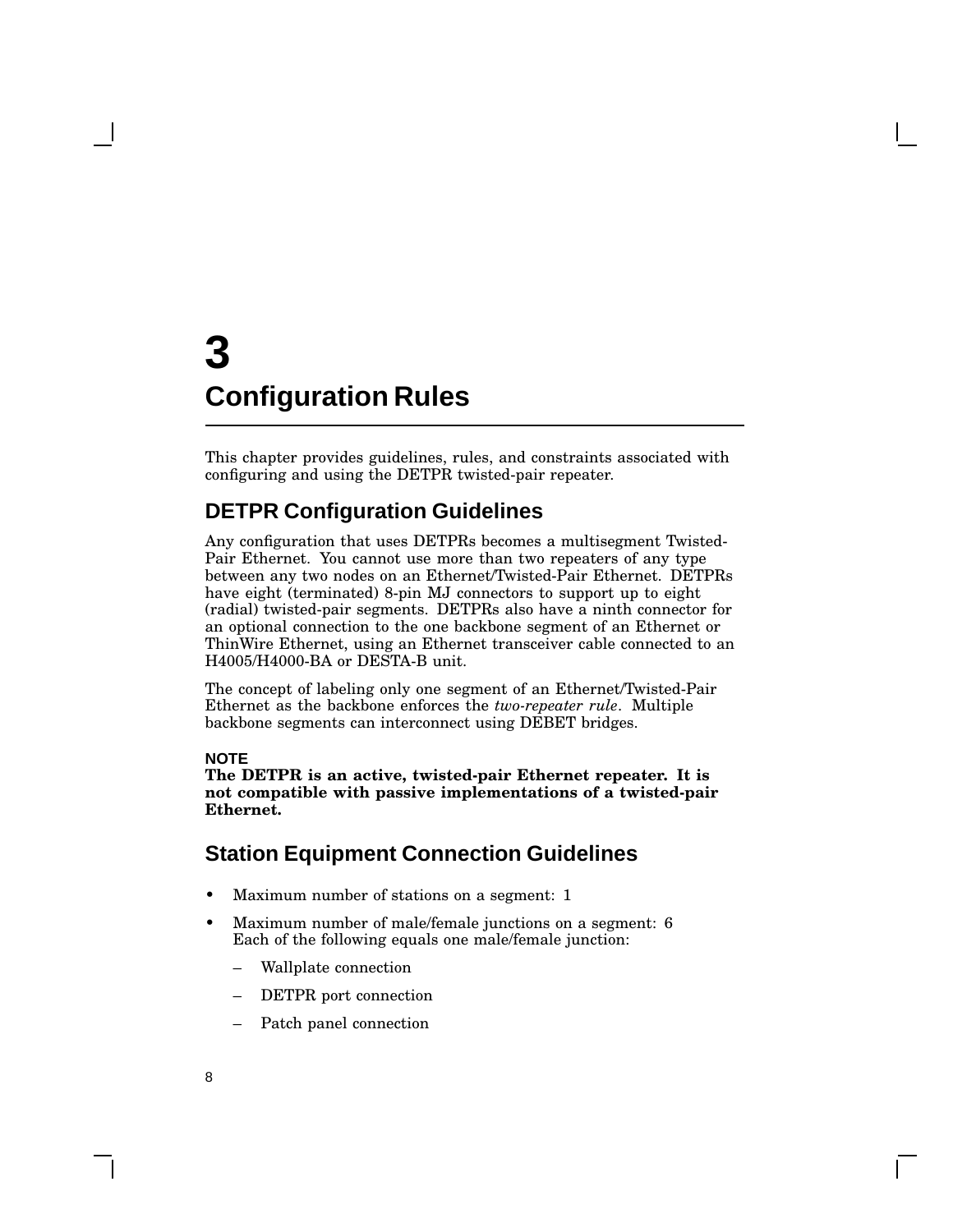# 3 Configuration Rules

This chapter provides guidelines, rules, and constraints associated with configuring and using the DETPR twisted-pair repeater.

## DETPR Configuration Guidelines

Any configuration that uses DETPRs becomes a multisegment Twisted-Pair Ethernet. You cannot use more than two repeaters of any type between any two nodes on an Ethernet/Twisted-Pair Ethernet. DETPRs have eight (terminated) 8-pin MJ connectors to support up to eight (radial) twisted-pair segments. DETPRs also have a ninth connector for an optional connection to the one backbone segment of an Ethernet or ThinWire Ethernet, using an Ethernet transceiver cable connected to an H4005/H4000-BA or DESTA-B unit.

The concept of labeling only one segment of an Ethernet/Twisted-Pair Ethernet as the backbone enforces the *two-repeater rule*. Multiple backbone segments can interconnect using DEBET bridges.

**NOTE**
**The DETPR is an active, twisted-pair Ethernet repeater. It is not compatible with passive implementations of a twisted-pair Ethernet.**

## Station Equipment Connection Guidelines

- Maximum number of stations on a segment: 1
- Maximum number of male/female junctions on a segment: 6
  Each of the following equals one male/female junction:
  - Wallplate connection
  - DETPR port connection
  - Patch panel connection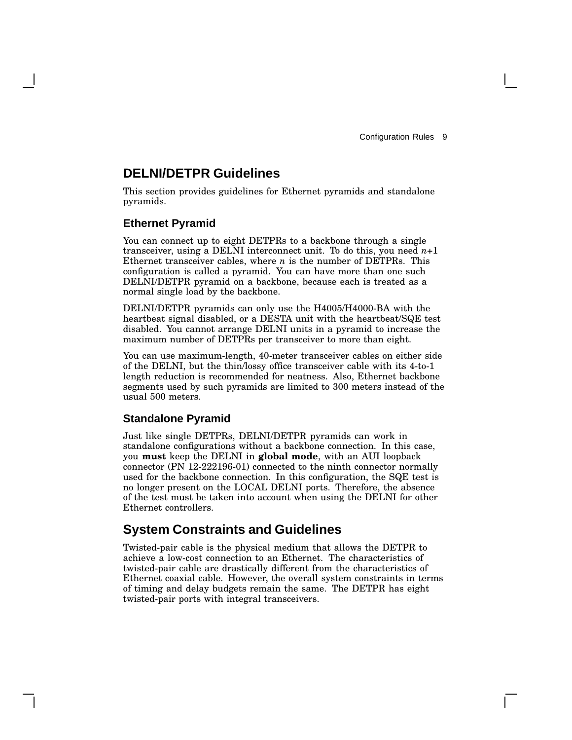## DELNI/DETPR Guidelines

This section provides guidelines for Ethernet pyramids and standalone pyramids.

### Ethernet Pyramid

You can connect up to eight DETPRs to a backbone through a single transceiver, using a DELNI interconnect unit. To do this, you need $n$+1 Ethernet transceiver cables, where $n$ is the number of DETPRs. This configuration is called a pyramid. You can have more than one such DELNI/DETPR pyramid on a backbone, because each is treated as a normal single load by the backbone.

DELNI/DETPR pyramids can only use the H4005/H4000-BA with the heartbeat signal disabled, or a DESTA unit with the heartbeat/SQE test disabled. You cannot arrange DELNI units in a pyramid to increase the maximum number of DETPRs per transceiver to more than eight.

You can use maximum-length, 40-meter transceiver cables on either side of the DELNI, but the thin/lossy office transceiver cable with its 4-to-1 length reduction is recommended for neatness. Also, Ethernet backbone segments used by such pyramids are limited to 300 meters instead of the usual 500 meters.

### Standalone Pyramid

Just like single DETPRs, DELNI/DETPR pyramids can work in standalone configurations without a backbone connection. In this case, you **must** keep the DELNI in **global mode**, with an AUI loopback connector (PN 12-222196-01) connected to the ninth connector normally used for the backbone connection. In this configuration, the SQE test is no longer present on the LOCAL DELNI ports. Therefore, the absence of the test must be taken into account when using the DELNI for other Ethernet controllers.

## System Constraints and Guidelines

Twisted-pair cable is the physical medium that allows the DETPR to achieve a low-cost connection to an Ethernet. The characteristics of twisted-pair cable are drastically different from the characteristics of Ethernet coaxial cable. However, the overall system constraints in terms of timing and delay budgets remain the same. The DETPR has eight twisted-pair ports with integral transceivers.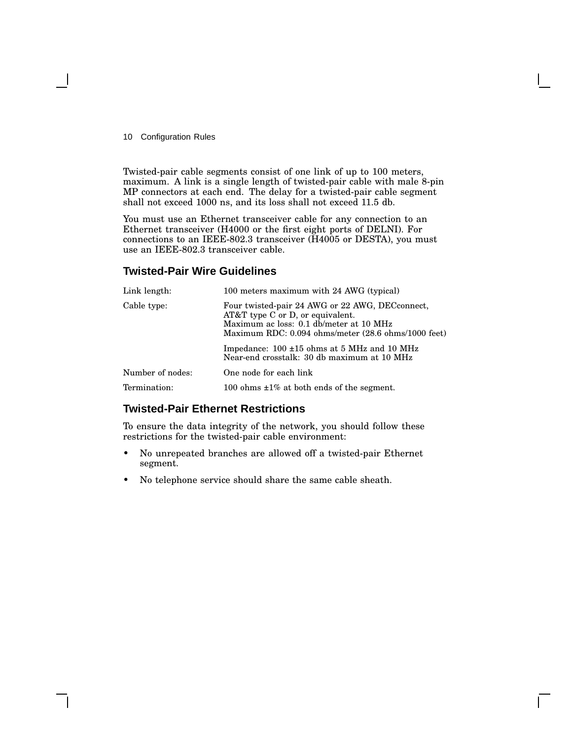Twisted-pair cable segments consist of one link of up to 100 meters, maximum. A link is a single length of twisted-pair cable with male 8-pin MP connectors at each end. The delay for a twisted-pair cable segment shall not exceed 1000 ns, and its loss shall not exceed 11.5 db.

You must use an Ethernet transceiver cable for any connection to an Ethernet transceiver (H4000 or the first eight ports of DELNI). For connections to an IEEE-802.3 transceiver (H4005 or DESTA), you must use an IEEE-802.3 transceiver cable.

## Twisted-Pair Wire Guidelines

| | |
|---|---|
| Link length: | 100 meters maximum with 24 AWG (typical) |
| Cable type: | Four twisted-pair 24 AWG or 22 AWG, DECconnect, AT&T type C or D, or equivalent.<br>Maximum ac loss: 0.1 db/meter at 10 MHz<br>Maximum RDC: 0.094 ohms/meter (28.6 ohms/1000 feet)<br><br>Impedance: 100 ±15 ohms at 5 MHz and 10 MHz<br>Near-end crosstalk: 30 db maximum at 10 MHz |
| Number of nodes: | One node for each link |
| Termination: | 100 ohms ±1% at both ends of the segment. |

## Twisted-Pair Ethernet Restrictions

To ensure the data integrity of the network, you should follow these restrictions for the twisted-pair cable environment:

- No unrepeated branches are allowed off a twisted-pair Ethernet segment.
- No telephone service should share the same cable sheath.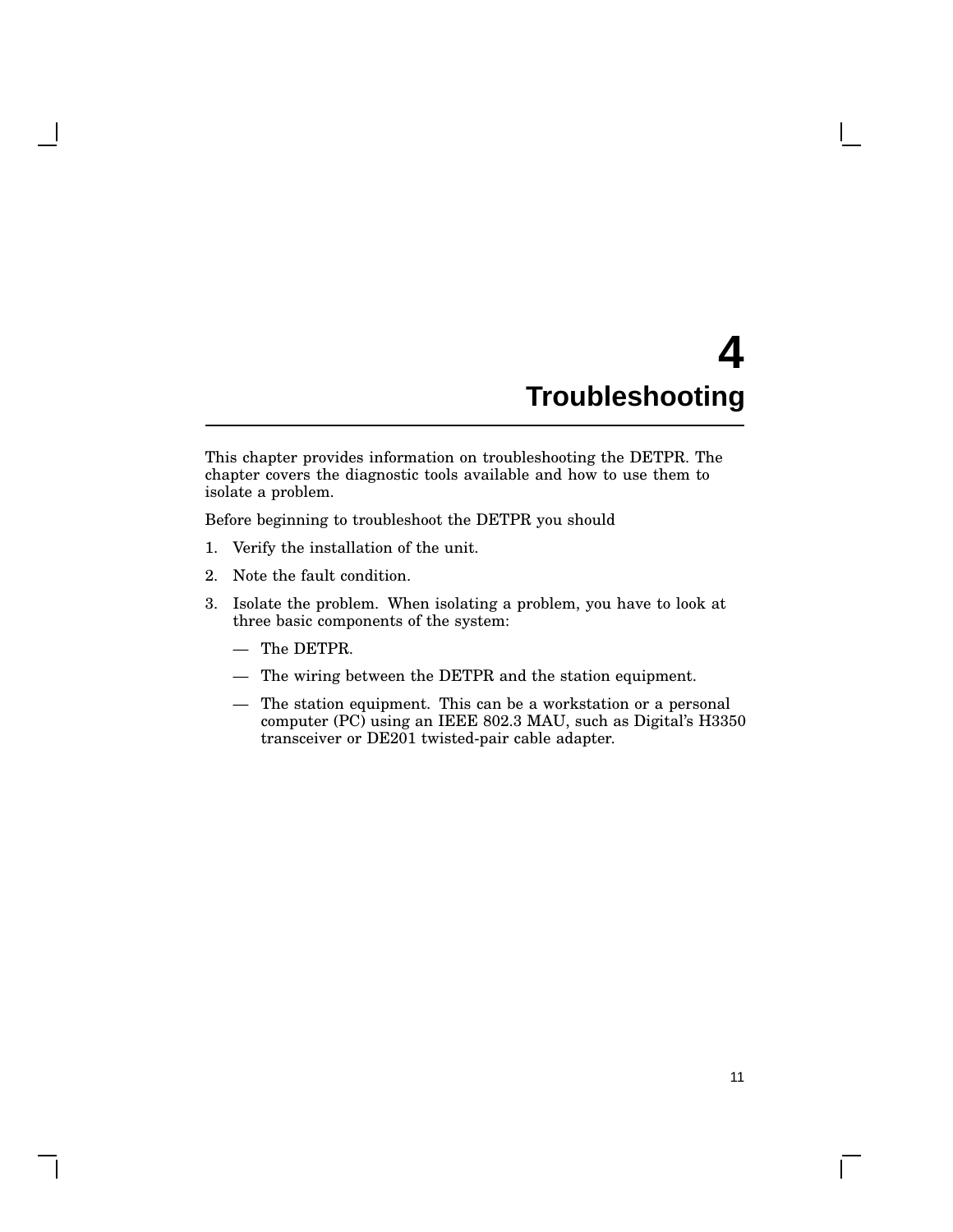# 4 Troubleshooting

This chapter provides information on troubleshooting the DETPR. The chapter covers the diagnostic tools available and how to use them to isolate a problem.

Before beginning to troubleshoot the DETPR you should

1. Verify the installation of the unit.
2. Note the fault condition.
3. Isolate the problem. When isolating a problem, you have to look at three basic components of the system:
   - The DETPR.
   - The wiring between the DETPR and the station equipment.
   - The station equipment. This can be a workstation or a personal computer (PC) using an IEEE 802.3 MAU, such as Digital's H3350 transceiver or DE201 twisted-pair cable adapter.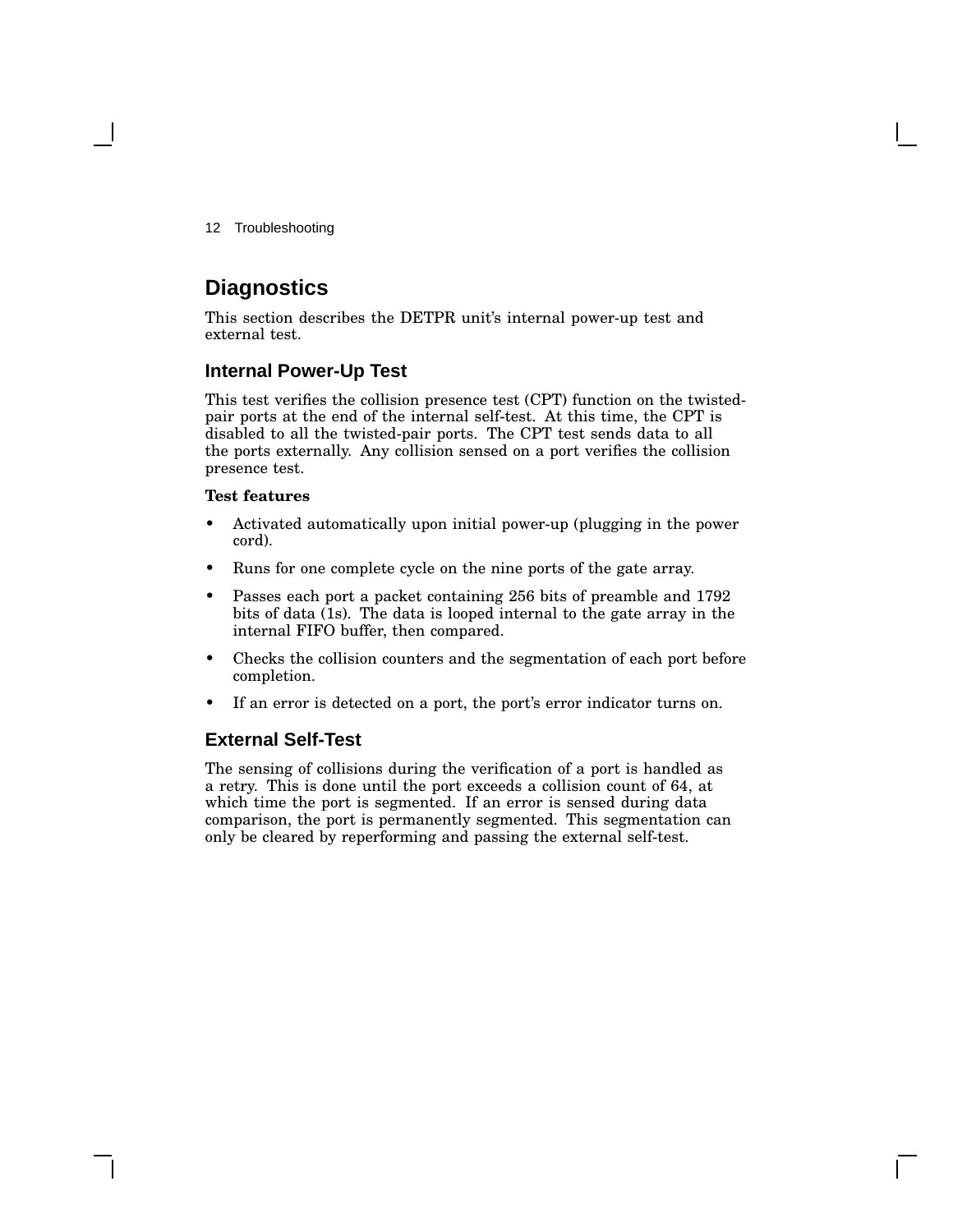## Diagnostics

This section describes the DETPR unit's internal power-up test and external test.

### Internal Power-Up Test

This test verifies the collision presence test (CPT) function on the twisted-pair ports at the end of the internal self-test. At this time, the CPT is disabled to all the twisted-pair ports. The CPT test sends data to all the ports externally. Any collision sensed on a port verifies the collision presence test.

**Test features**

- Activated automatically upon initial power-up (plugging in the power cord).
- Runs for one complete cycle on the nine ports of the gate array.
- Passes each port a packet containing 256 bits of preamble and 1792 bits of data (1s). The data is looped internal to the gate array in the internal FIFO buffer, then compared.
- Checks the collision counters and the segmentation of each port before completion.
- If an error is detected on a port, the port's error indicator turns on.

### External Self-Test

The sensing of collisions during the verification of a port is handled as a retry. This is done until the port exceeds a collision count of 64, at which time the port is segmented. If an error is sensed during data comparison, the port is permanently segmented. This segmentation can only be cleared by reperforming and passing the external self-test.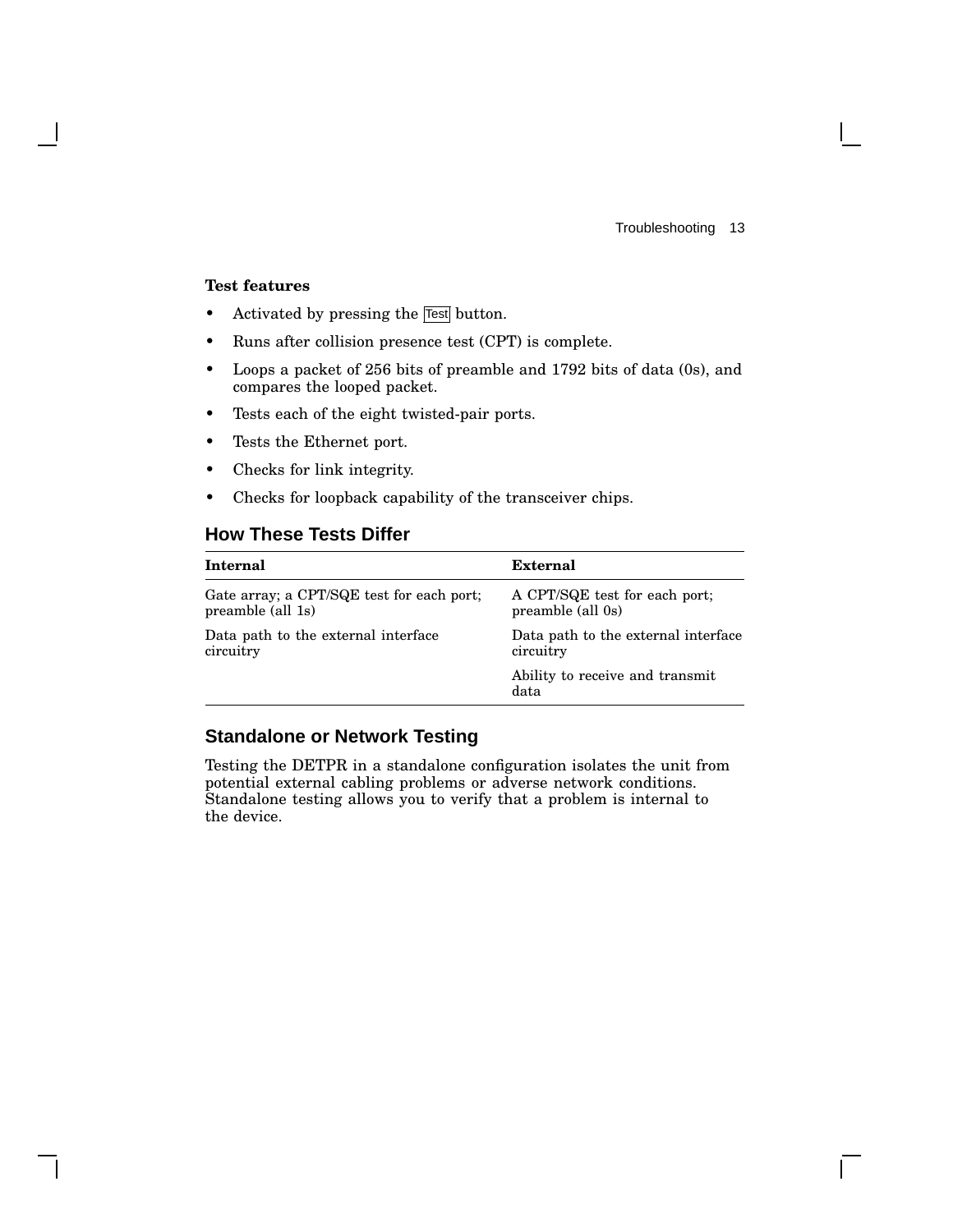**Test features**

- Activated by pressing the Test button.
- Runs after collision presence test (CPT) is complete.
- Loops a packet of 256 bits of preamble and 1792 bits of data (0s), and compares the looped packet.
- Tests each of the eight twisted-pair ports.
- Tests the Ethernet port.
- Checks for link integrity.
- Checks for loopback capability of the transceiver chips.

## How These Tests Differ

| Internal | External |
|---|---|
| Gate array; a CPT/SQE test for each port; preamble (all 1s) | A CPT/SQE test for each port; preamble (all 0s) |
| Data path to the external interface circuitry | Data path to the external interface circuitry |
| | Ability to receive and transmit data |

## Standalone or Network Testing

Testing the DETPR in a standalone configuration isolates the unit from potential external cabling problems or adverse network conditions. Standalone testing allows you to verify that a problem is internal to the device.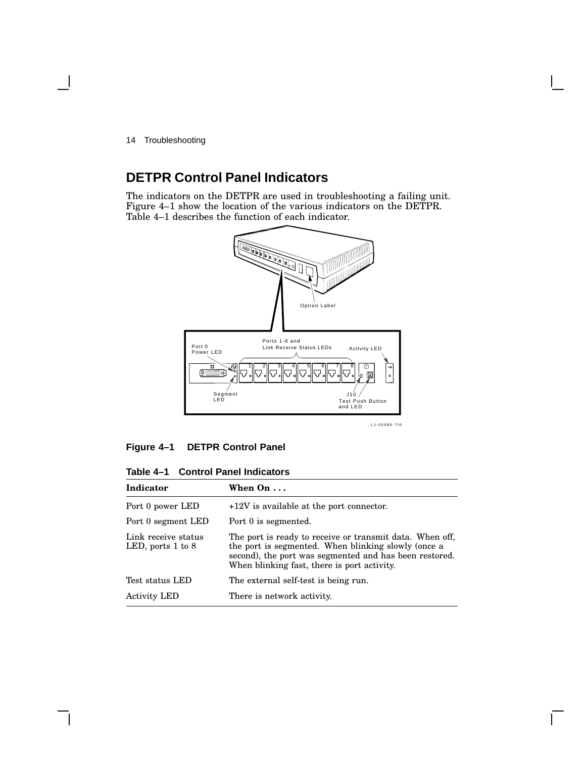## DETPR Control Panel Indicators

The indicators on the DETPR are used in troubleshooting a failing unit. Figure 4–1 show the location of the various indicators on the DETPR. Table 4–1 describes the function of each indicator.

**Figure 4–1 DETPR Control Panel**

**Table 4–1 Control Panel Indicators**

| Indicator | When On . . . |
|---|---|
| Port 0 power LED | +12V is available at the port connector. |
| Port 0 segment LED | Port 0 is segmented. |
| Link receive status LED, ports 1 to 8 | The port is ready to receive or transmit data. When off, the port is segmented. When blinking slowly (once a second), the port was segmented and has been restored. When blinking fast, there is port activity. |
| Test status LED | The external self-test is being run. |
| Activity LED | There is network activity. |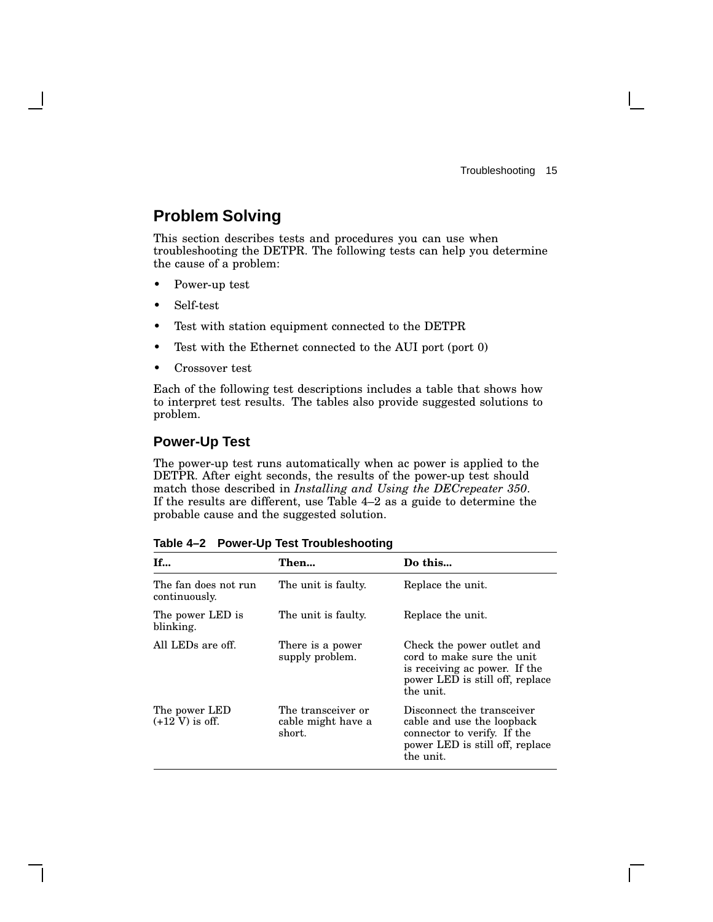## Problem Solving

This section describes tests and procedures you can use when troubleshooting the DETPR. The following tests can help you determine the cause of a problem:

- Power-up test
- Self-test
- Test with station equipment connected to the DETPR
- Test with the Ethernet connected to the AUI port (port 0)
- Crossover test

Each of the following test descriptions includes a table that shows how to interpret test results. The tables also provide suggested solutions to problem.

### Power-Up Test

The power-up test runs automatically when ac power is applied to the DETPR. After eight seconds, the results of the power-up test should match those described in *Installing and Using the DECrepeater 350*. If the results are different, use Table 4–2 as a guide to determine the probable cause and the suggested solution.

**Table 4–2 Power-Up Test Troubleshooting**

| If... | Then... | Do this... |
|---|---|---|
| The fan does not run continuously. | The unit is faulty. | Replace the unit. |
| The power LED is blinking. | The unit is faulty. | Replace the unit. |
| All LEDs are off. | There is a power supply problem. | Check the power outlet and cord to make sure the unit is receiving ac power. If the power LED is still off, replace the unit. |
| The power LED (+12 V) is off. | The transceiver or cable might have a short. | Disconnect the transceiver cable and use the loopback connector to verify. If the power LED is still off, replace the unit. |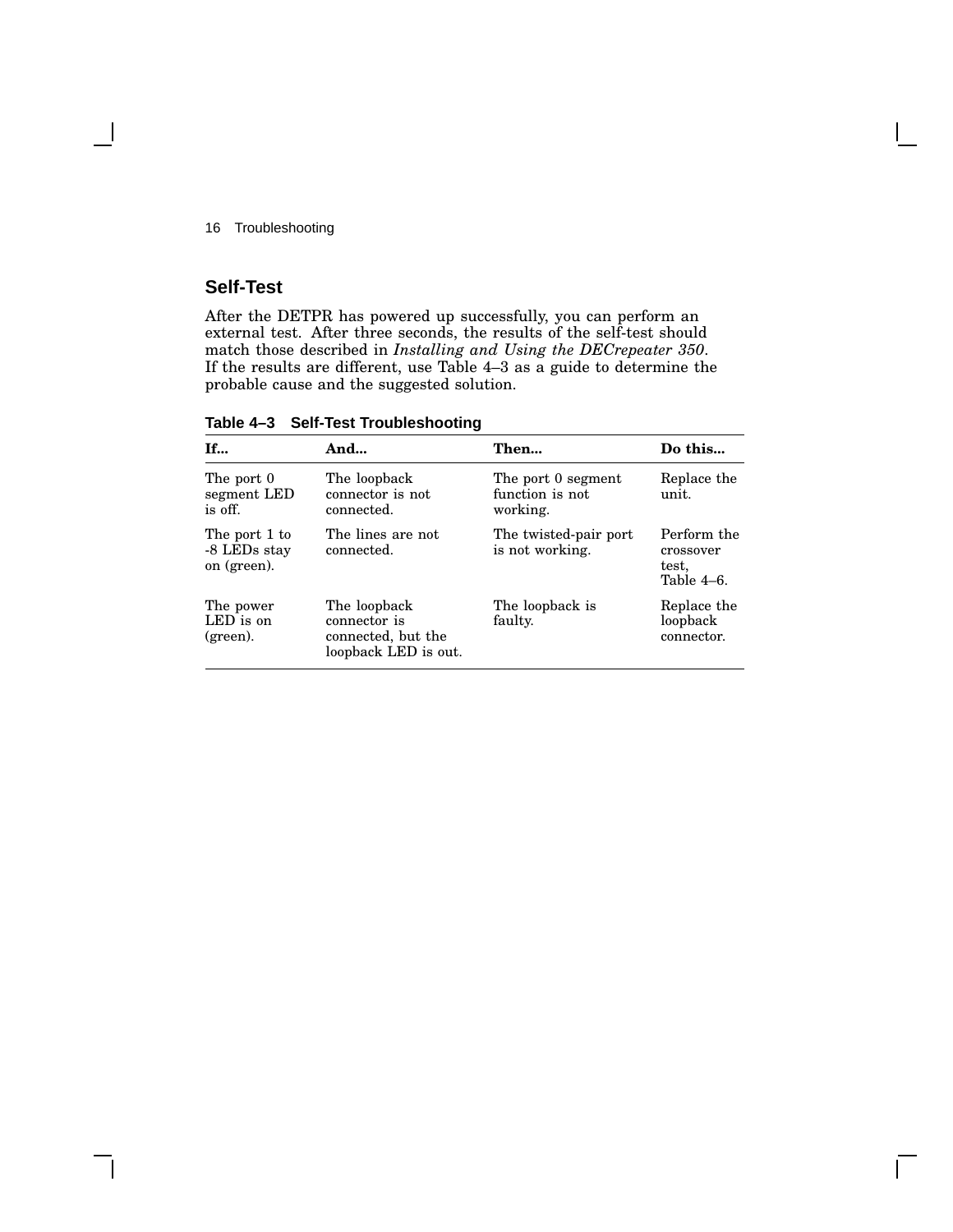## Self-Test

After the DETPR has powered up successfully, you can perform an external test. After three seconds, the results of the self-test should match those described in *Installing and Using the DECrepeater 350*. If the results are different, use Table 4–3 as a guide to determine the probable cause and the suggested solution.

**Table 4–3 Self-Test Troubleshooting**

| If... | And... | Then... | Do this... |
|---|---|---|---|
| The port 0 segment LED is off. | The loopback connector is not connected. | The port 0 segment function is not working. | Replace the unit. |
| The port 1 to -8 LEDs stay on (green). | The lines are not connected. | The twisted-pair port is not working. | Perform the crossover test, Table 4–6. |
| The power LED is on (green). | The loopback connector is connected, but the loopback LED is out. | The loopback is faulty. | Replace the loopback connector. |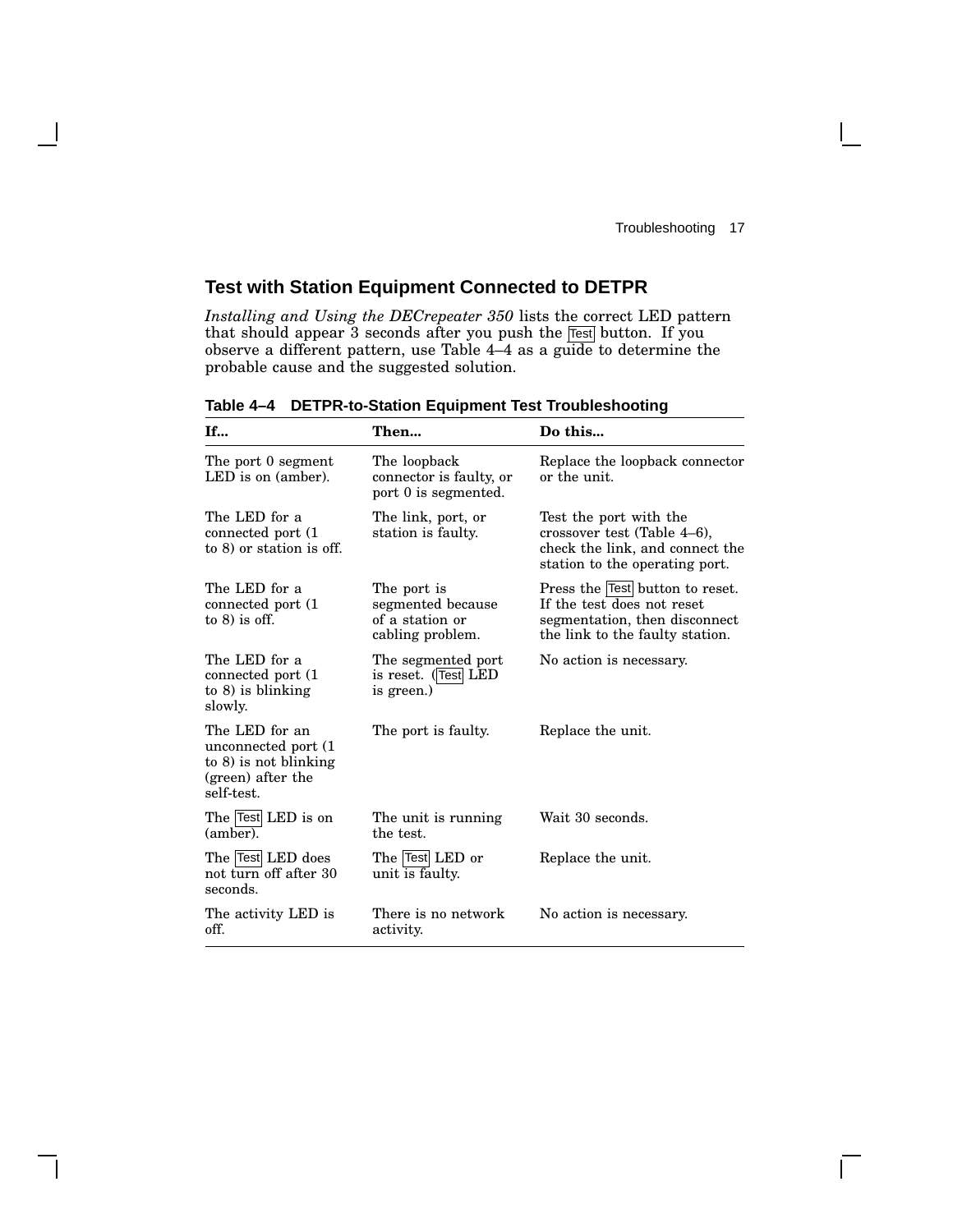## Test with Station Equipment Connected to DETPR

*Installing and Using the DECrepeater 350* lists the correct LED pattern that should appear 3 seconds after you push the Test button. If you observe a different pattern, use Table 4–4 as a guide to determine the probable cause and the suggested solution.

**Table 4–4 DETPR-to-Station Equipment Test Troubleshooting**

| If... | Then... | Do this... |
|---|---|---|
| The port 0 segment LED is on (amber). | The loopback connector is faulty, or port 0 is segmented. | Replace the loopback connector or the unit. |
| The LED for a connected port (1 to 8) or station is off. | The link, port, or station is faulty. | Test the port with the crossover test (Table 4–6), check the link, and connect the station to the operating port. |
| The LED for a connected port (1 to 8) is off. | The port is segmented because of a station or cabling problem. | Press the Test button to reset. If the test does not reset segmentation, then disconnect the link to the faulty station. |
| The LED for a connected port (1 to 8) is blinking slowly. | The segmented port is reset. (Test LED is green.) | No action is necessary. |
| The LED for an unconnected port (1 to 8) is not blinking (green) after the self-test. | The port is faulty. | Replace the unit. |
| The Test LED is on (amber). | The unit is running the test. | Wait 30 seconds. |
| The Test LED does not turn off after 30 seconds. | The Test LED or unit is faulty. | Replace the unit. |
| The activity LED is off. | There is no network activity. | No action is necessary. |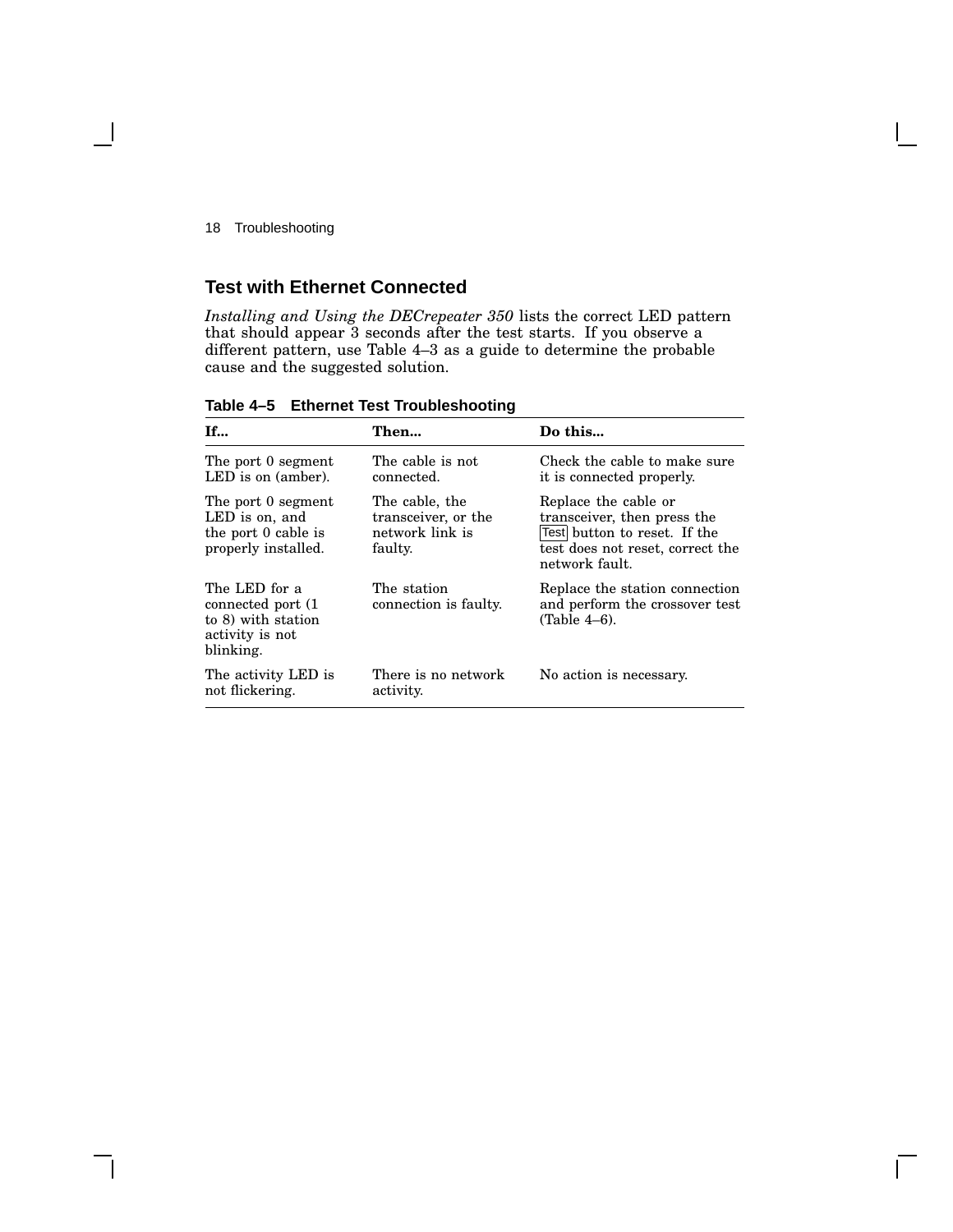## Test with Ethernet Connected

*Installing and Using the DECrepeater 350* lists the correct LED pattern that should appear 3 seconds after the test starts. If you observe a different pattern, use Table 4–3 as a guide to determine the probable cause and the suggested solution.

**Table 4–5 Ethernet Test Troubleshooting**

| If... | Then... | Do this... |
|---|---|---|
| The port 0 segment LED is on (amber). | The cable is not connected. | Check the cable to make sure it is connected properly. |
| The port 0 segment LED is on, and the port 0 cable is properly installed. | The cable, the transceiver, or the network link is faulty. | Replace the cable or transceiver, then press the Test button to reset. If the test does not reset, correct the network fault. |
| The LED for a connected port (1 to 8) with station activity is not blinking. | The station connection is faulty. | Replace the station connection and perform the crossover test (Table 4–6). |
| The activity LED is not flickering. | There is no network activity. | No action is necessary. |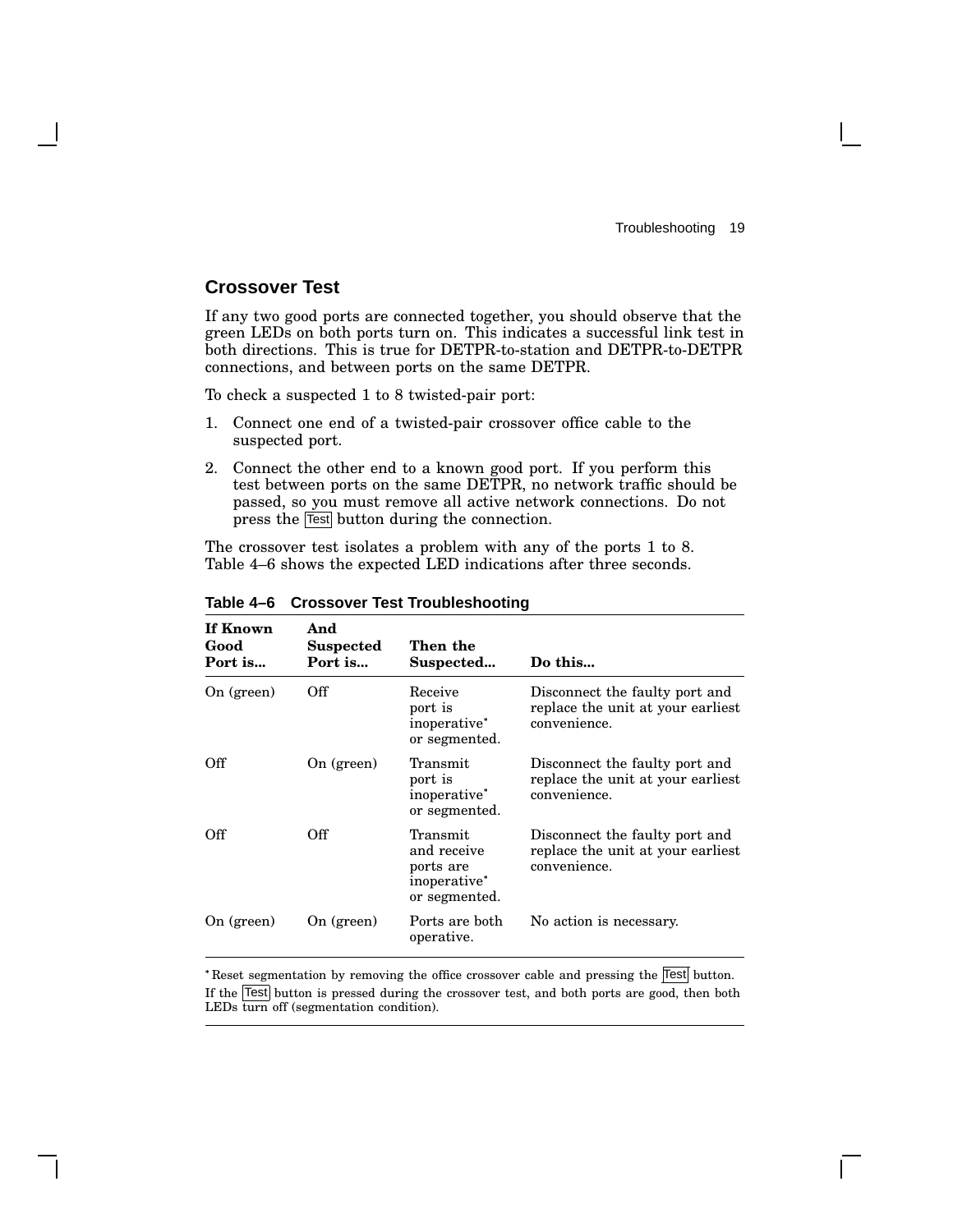## Crossover Test

If any two good ports are connected together, you should observe that the green LEDs on both ports turn on. This indicates a successful link test in both directions. This is true for DETPR-to-station and DETPR-to-DETPR connections, and between ports on the same DETPR.

To check a suspected 1 to 8 twisted-pair port:

1. Connect one end of a twisted-pair crossover office cable to the suspected port.
2. Connect the other end to a known good port. If you perform this test between ports on the same DETPR, no network traffic should be passed, so you must remove all active network connections. Do not press the Test button during the connection.

The crossover test isolates a problem with any of the ports 1 to 8. Table 4–6 shows the expected LED indications after three seconds.

**Table 4–6 Crossover Test Troubleshooting**

| If Known Good Port is... | And Suspected Port is... | Then the Suspected... | Do this... |
|---|---|---|---|
| On (green) | Off | Receive port is inoperative* or segmented. | Disconnect the faulty port and replace the unit at your earliest convenience. |
| Off | On (green) | Transmit port is inoperative* or segmented. | Disconnect the faulty port and replace the unit at your earliest convenience. |
| Off | Off | Transmit and receive ports are inoperative* or segmented. | Disconnect the faulty port and replace the unit at your earliest convenience. |
| On (green) | On (green) | Ports are both operative. | No action is necessary. |

*Reset segmentation by removing the office crossover cable and pressing the Test button.

If the Test button is pressed during the crossover test, and both ports are good, then both LEDs turn off (segmentation condition).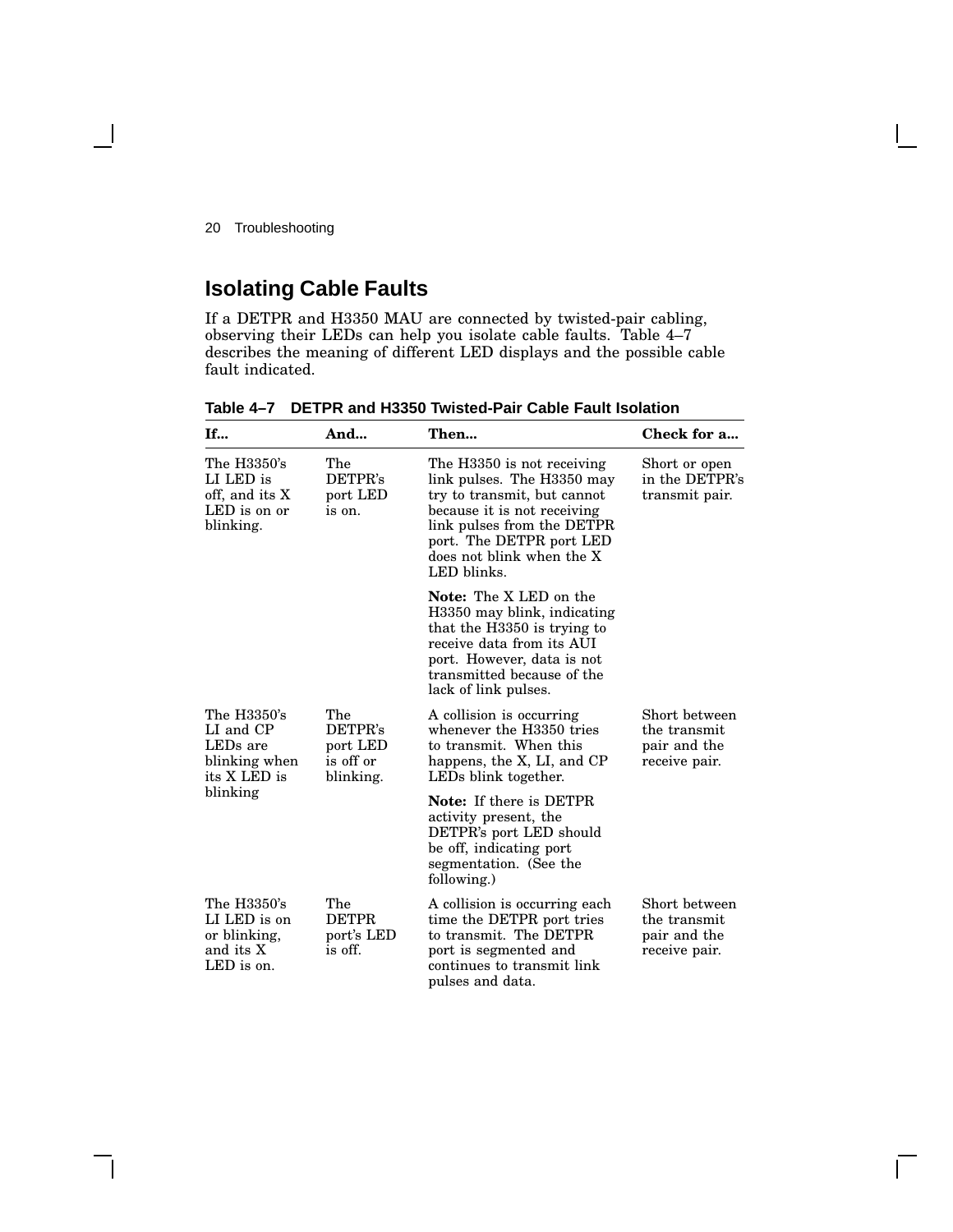## Isolating Cable Faults

If a DETPR and H3350 MAU are connected by twisted-pair cabling, observing their LEDs can help you isolate cable faults. Table 4–7 describes the meaning of different LED displays and the possible cable fault indicated.

**Table 4–7 DETPR and H3350 Twisted-Pair Cable Fault Isolation**

| If... | And... | Then... | Check for a... |
|---|---|---|---|
| The H3350's LI LED is off, and its X LED is on or blinking. | The DETPR's port LED is on. | The H3350 is not receiving link pulses. The H3350 may try to transmit, but cannot because it is not receiving link pulses from the DETPR port. The DETPR port LED does not blink when the X LED blinks.<br><br>**Note:** The X LED on the H3350 may blink, indicating that the H3350 is trying to receive data from its AUI port. However, data is not transmitted because of the lack of link pulses. | Short or open in the DETPR's transmit pair. |
| The H3350's LI and CP LEDs are blinking when its X LED is blinking | The DETPR's port LED is off or blinking. | A collision is occurring whenever the H3350 tries to transmit. When this happens, the X, LI, and CP LEDs blink together.<br><br>**Note:** If there is DETPR activity present, the DETPR's port LED should be off, indicating port segmentation. (See the following.) | Short between the transmit pair and the receive pair. |
| The H3350's LI LED is on or blinking, and its X LED is on. | The DETPR port's LED is off. | A collision is occurring each time the DETPR port tries to transmit. The DETPR port is segmented and continues to transmit link pulses and data. | Short between the transmit pair and the receive pair. |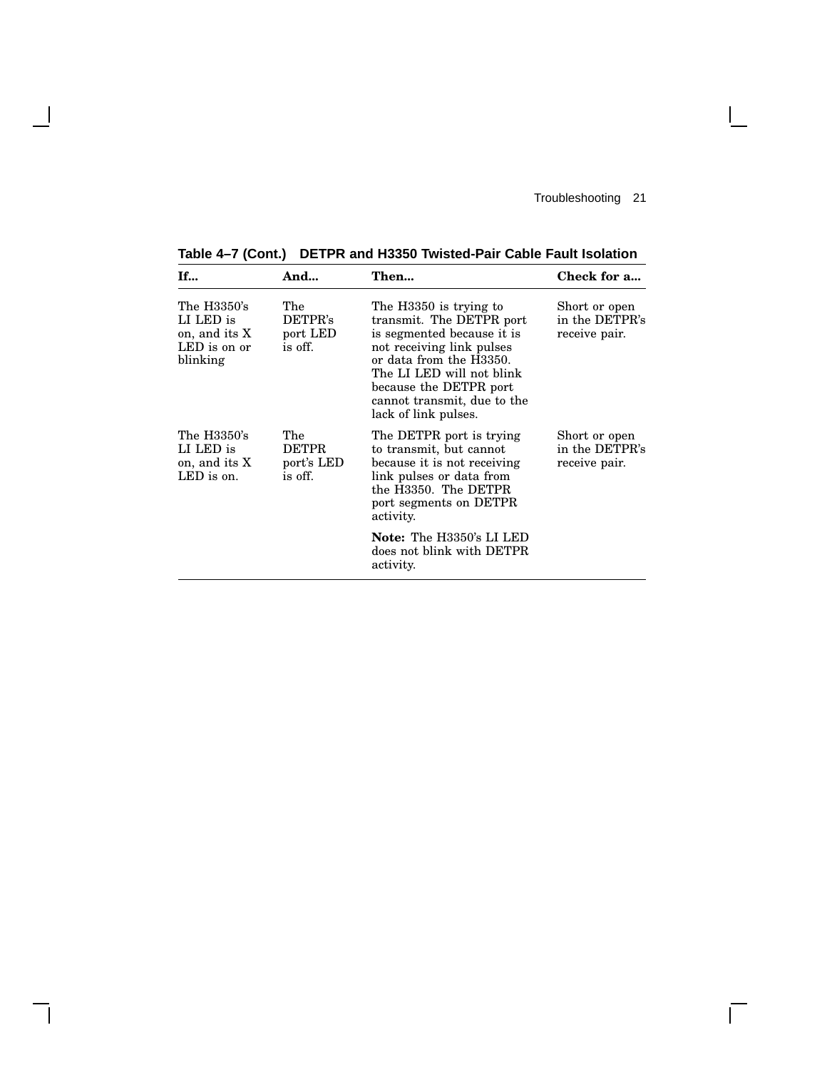**Table 4–7 (Cont.) DETPR and H3350 Twisted-Pair Cable Fault Isolation**

| If... | And... | Then... | Check for a... |
|---|---|---|---|
| The H3350's LI LED is on, and its X LED is on or blinking | The DETPR's port LED is off. | The H3350 is trying to transmit. The DETPR port is segmented because it is not receiving link pulses or data from the H3350. The LI LED will not blink because the DETPR port cannot transmit, due to the lack of link pulses. | Short or open in the DETPR's receive pair. |
| The H3350's LI LED is on, and its X LED is on. | The DETPR port's LED is off. | The DETPR port is trying to transmit, but cannot because it is not receiving link pulses or data from the H3350. The DETPR port segments on DETPR activity.<br><br>**Note:** The H3350's LI LED does not blink with DETPR activity. | Short or open in the DETPR's receive pair. |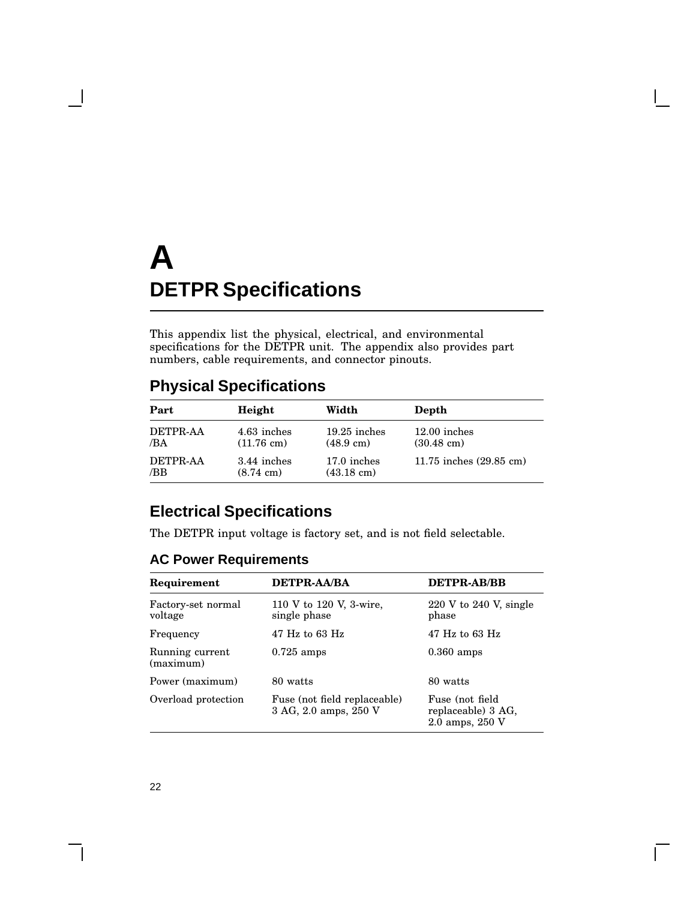# A
# DETPR Specifications

This appendix list the physical, electrical, and environmental specifications for the DETPR unit. The appendix also provides part numbers, cable requirements, and connector pinouts.

## Physical Specifications

| Part | Height | Width | Depth |
|---|---|---|---|
| DETPR-AA /BA | 4.63 inches (11.76 cm) | 19.25 inches (48.9 cm) | 12.00 inches (30.48 cm) |
| DETPR-AA /BB | 3.44 inches (8.74 cm) | 17.0 inches (43.18 cm) | 11.75 inches (29.85 cm) |

## Electrical Specifications

The DETPR input voltage is factory set, and is not field selectable.

### AC Power Requirements

| Requirement | DETPR-AA/BA | DETPR-AB/BB |
|---|---|---|
| Factory-set normal voltage | 110 V to 120 V, 3-wire, single phase | 220 V to 240 V, single phase |
| Frequency | 47 Hz to 63 Hz | 47 Hz to 63 Hz |
| Running current (maximum) | 0.725 amps | 0.360 amps |
| Power (maximum) | 80 watts | 80 watts |
| Overload protection | Fuse (not field replaceable) 3 AG, 2.0 amps, 250 V | Fuse (not field replaceable) 3 AG, 2.0 amps, 250 V |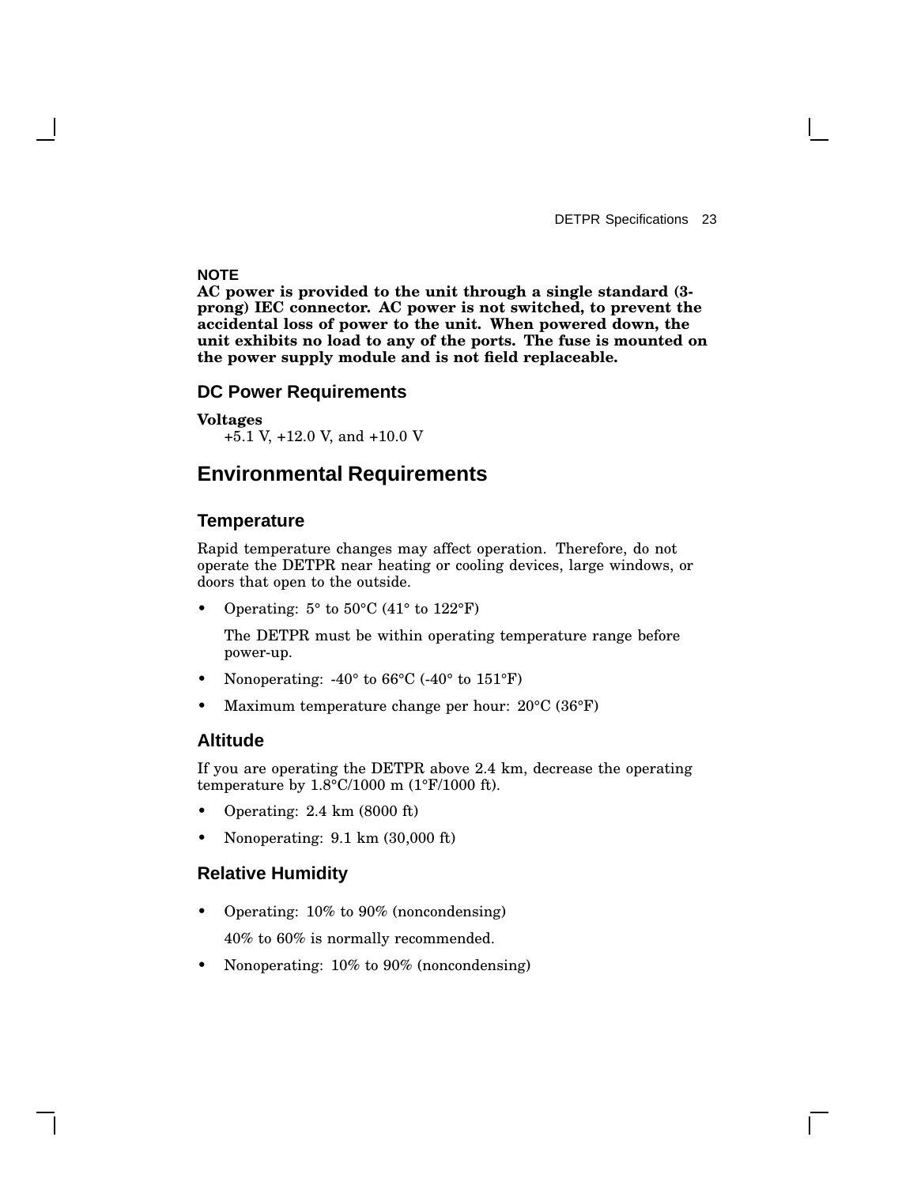**NOTE**
**AC power is provided to the unit through a single standard (3-prong) IEC connector. AC power is not switched, to prevent the accidental loss of power to the unit. When powered down, the unit exhibits no load to any of the ports. The fuse is mounted on the power supply module and is not field replaceable.**

### DC Power Requirements

**Voltages**
+5.1 V, +12.0 V, and +10.0 V

## Environmental Requirements

### Temperature

Rapid temperature changes may affect operation. Therefore, do not operate the DETPR near heating or cooling devices, large windows, or doors that open to the outside.

- Operating: 5° to 50°C (41° to 122°F)

  The DETPR must be within operating temperature range before power-up.

- Nonoperating: -40° to 66°C (-40° to 151°F)
- Maximum temperature change per hour: 20°C (36°F)

### Altitude

If you are operating the DETPR above 2.4 km, decrease the operating temperature by 1.8°C/1000 m (1°F/1000 ft).

- Operating: 2.4 km (8000 ft)
- Nonoperating: 9.1 km (30,000 ft)

### Relative Humidity

- Operating: 10% to 90% (noncondensing)

  40% to 60% is normally recommended.

- Nonoperating: 10% to 90% (noncondensing)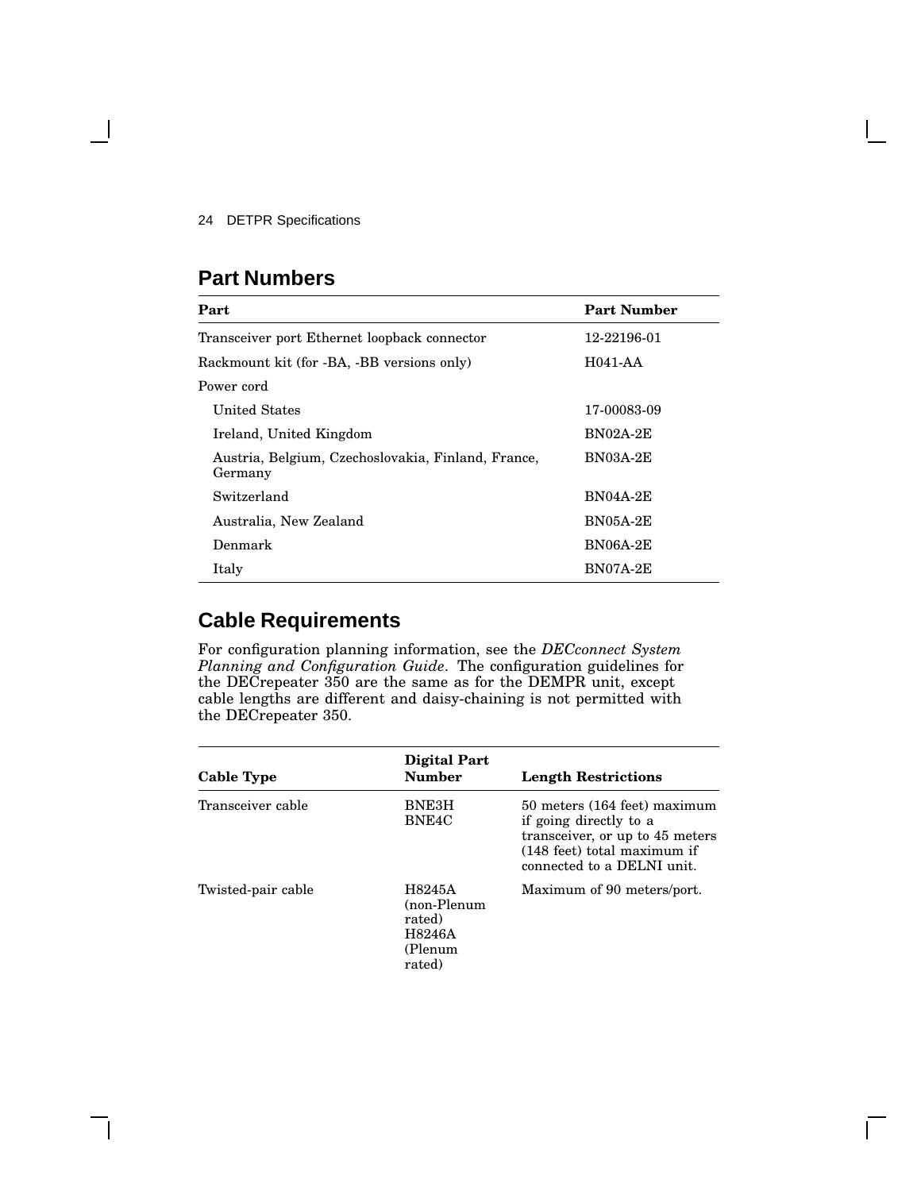## Part Numbers

| Part | Part Number |
|---|---|
| Transceiver port Ethernet loopback connector | 12-22196-01 |
| Rackmount kit (for -BA, -BB versions only) | H041-AA |
| Power cord | |
| United States | 17-00083-09 |
| Ireland, United Kingdom | BN02A-2E |
| Austria, Belgium, Czechoslovakia, Finland, France, Germany | BN03A-2E |
| Switzerland | BN04A-2E |
| Australia, New Zealand | BN05A-2E |
| Denmark | BN06A-2E |
| Italy | BN07A-2E |

## Cable Requirements

For configuration planning information, see the *DECconnect System Planning and Configuration Guide*. The configuration guidelines for the DECrepeater 350 are the same as for the DEMPR unit, except cable lengths are different and daisy-chaining is not permitted with the DECrepeater 350.

| Cable Type | Digital Part Number | Length Restrictions |
|---|---|---|
| Transceiver cable | BNE3H BNE4C | 50 meters (164 feet) maximum if going directly to a transceiver, or up to 45 meters (148 feet) total maximum if connected to a DELNI unit. |
| Twisted-pair cable | H8245A (non-Plenum rated) H8246A (Plenum rated) | Maximum of 90 meters/port. |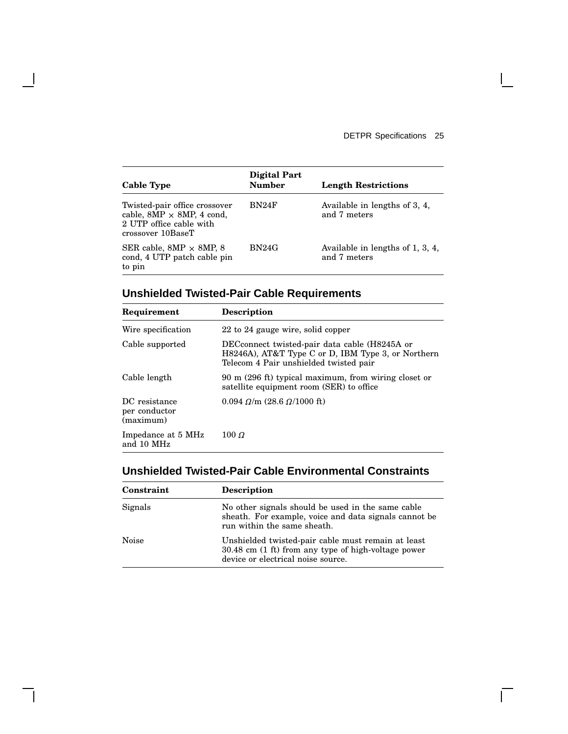| Cable Type | Digital Part Number | Length Restrictions |
|---|---|---|
| Twisted-pair office crossover cable, 8MP × 8MP, 4 cond, 2 UTP office cable with crossover 10BaseT | BN24F | Available in lengths of 3, 4, and 7 meters |
| SER cable, 8MP × 8MP, 8 cond, 4 UTP patch cable pin to pin | BN24G | Available in lengths of 1, 3, 4, and 7 meters |

## Unshielded Twisted-Pair Cable Requirements

| Requirement | Description |
|---|---|
| Wire specification | 22 to 24 gauge wire, solid copper |
| Cable supported | DECconnect twisted-pair data cable (H8245A or H8246A), AT&T Type C or D, IBM Type 3, or Northern Telecom 4 Pair unshielded twisted pair |
| Cable length | 90 m (296 ft) typical maximum, from wiring closet or satellite equipment room (SER) to office |
| DC resistance per conductor (maximum) | 0.094 Ω/m (28.6 Ω/1000 ft) |
| Impedance at 5 MHz and 10 MHz | 100 Ω |

## Unshielded Twisted-Pair Cable Environmental Constraints

| Constraint | Description |
|---|---|
| Signals | No other signals should be used in the same cable sheath. For example, voice and data signals cannot be run within the same sheath. |
| Noise | Unshielded twisted-pair cable must remain at least 30.48 cm (1 ft) from any type of high-voltage power device or electrical noise source. |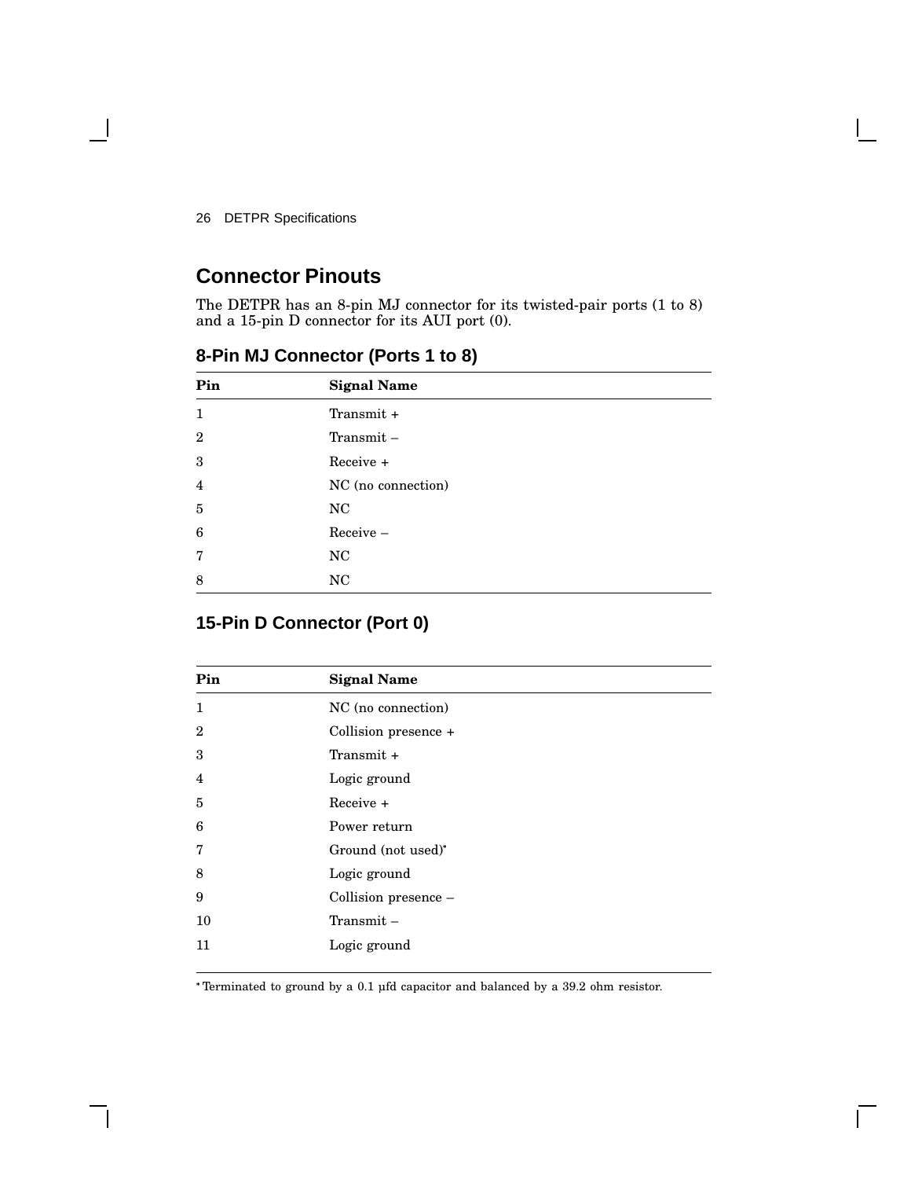## Connector Pinouts

The DETPR has an 8-pin MJ connector for its twisted-pair ports (1 to 8) and a 15-pin D connector for its AUI port (0).

### 8-Pin MJ Connector (Ports 1 to 8)

| Pin | Signal Name |
|---|---|
| 1 | Transmit + |
| 2 | Transmit – |
| 3 | Receive + |
| 4 | NC (no connection) |
| 5 | NC |
| 6 | Receive – |
| 7 | NC |
| 8 | NC |

### 15-Pin D Connector (Port 0)

| Pin | Signal Name |
|---|---|
| 1 | NC (no connection) |
| 2 | Collision presence + |
| 3 | Transmit + |
| 4 | Logic ground |
| 5 | Receive + |
| 6 | Power return |
| 7 | Ground (not used)* |
| 8 | Logic ground |
| 9 | Collision presence – |
| 10 | Transmit – |
| 11 | Logic ground |

* Terminated to ground by a 0.1 μfd capacitor and balanced by a 39.2 ohm resistor.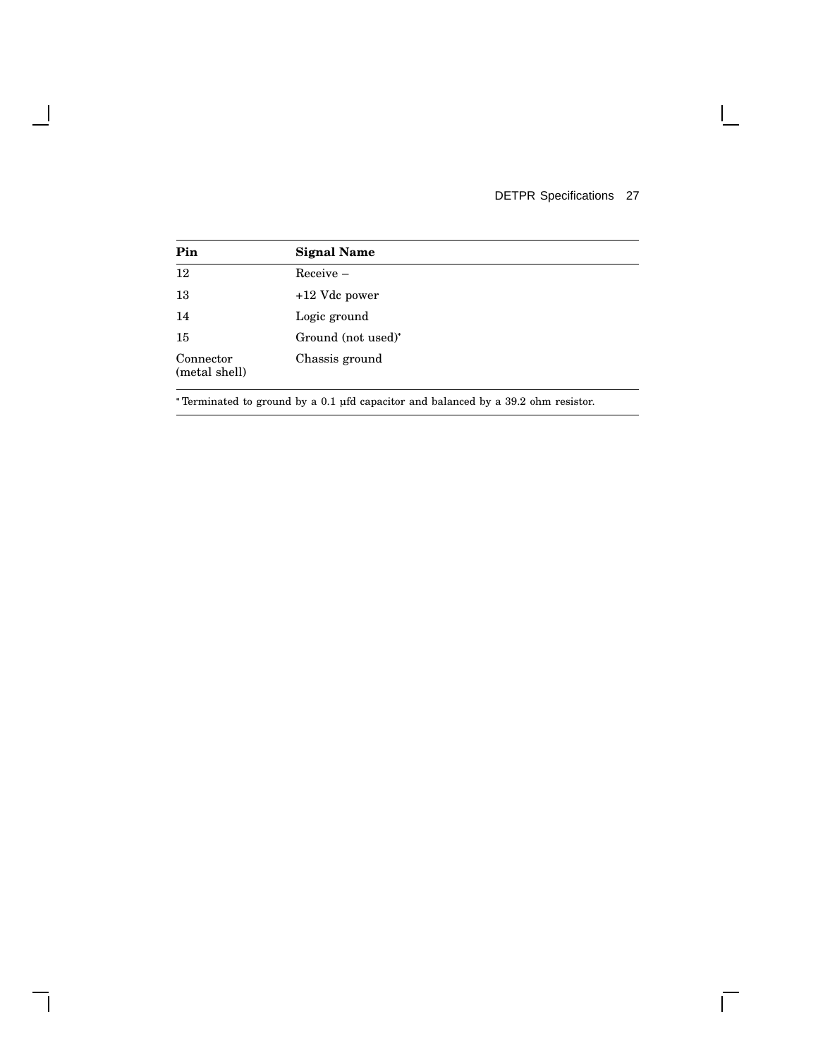| Pin | Signal Name |
|---|---|
| 12 | Receive – |
| 13 | +12 Vdc power |
| 14 | Logic ground |
| 15 | Ground (not used)* |
| Connector (metal shell) | Chassis ground |

* Terminated to ground by a 0.1 µfd capacitor and balanced by a 39.2 ohm resistor.